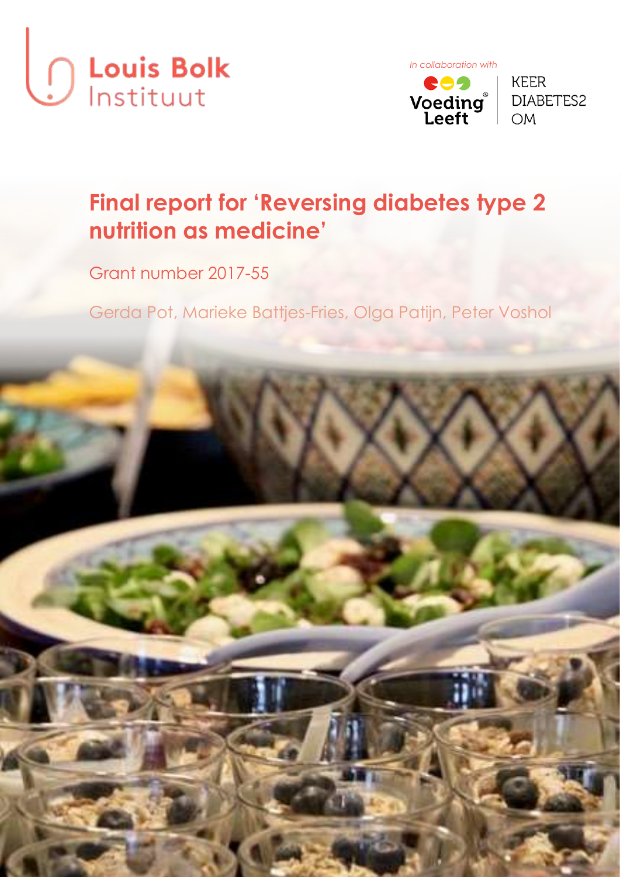Louis Bolk Instituut

*In collaboration with*

Voeding Leeft

KEER DIABETES2 OM

# Final report for 'Reversing diabetes type 2 nutrition as medicine'

Grant number 2017-55

Gerda Pot, Marieke Battjes-Fries, Olga Patijn, Peter Voshol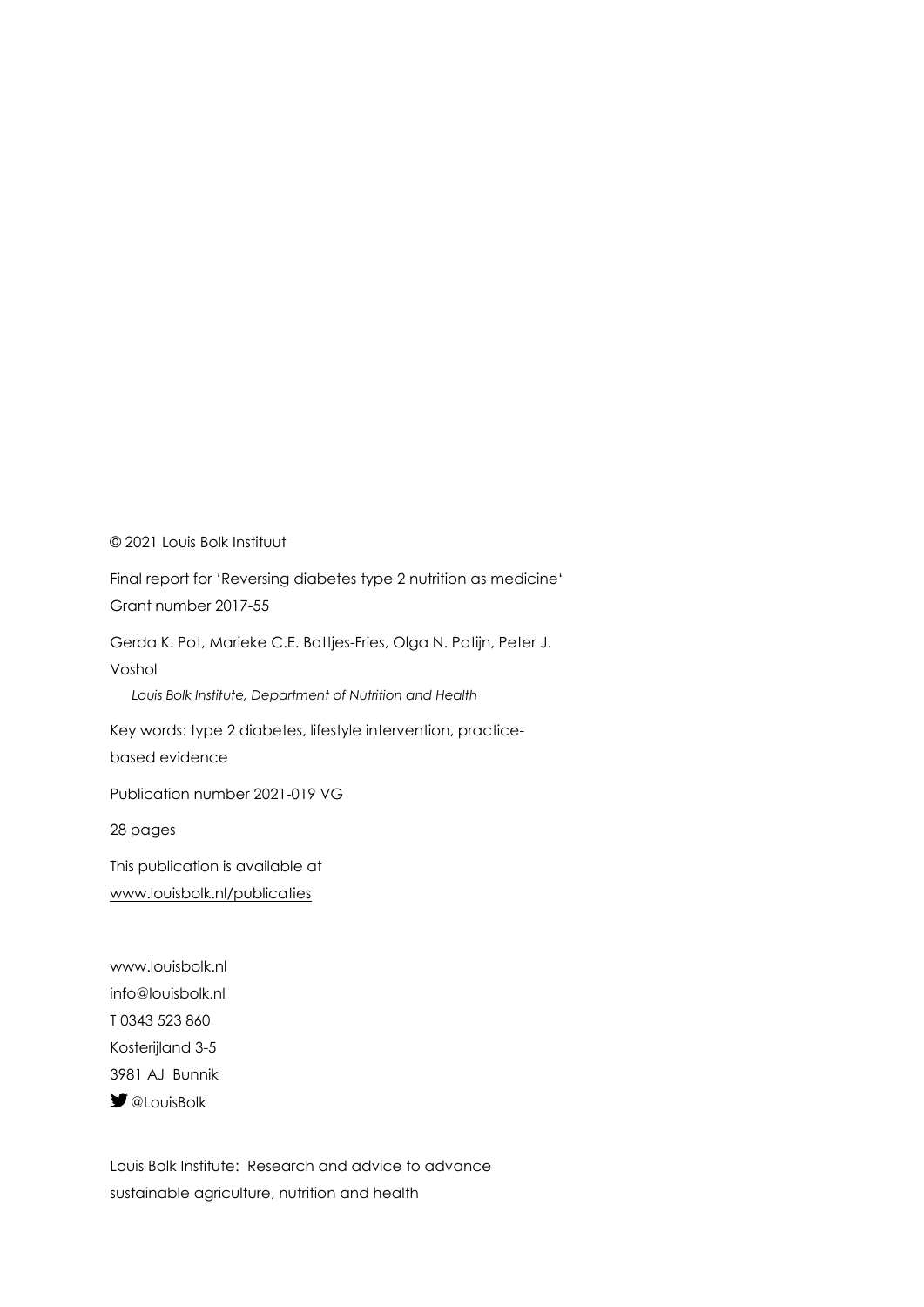© 2021 Louis Bolk Instituut

Final report for 'Reversing diabetes type 2 nutrition as medicine'
Grant number 2017-55

Gerda K. Pot, Marieke C.E. Battjes-Fries, Olga N. Patijn, Peter J. Voshol

*Louis Bolk Institute, Department of Nutrition and Health*

Key words: type 2 diabetes, lifestyle intervention, practice-based evidence

Publication number 2021-019 VG

28 pages

This publication is available at
[www.louisbolk.nl/publicaties](www.louisbolk.nl/publicaties)

www.louisbolk.nl
info@louisbolk.nl
T 0343 523 860
Kosterijland 3-5
3981 AJ Bunnik
@LouisBolk

Louis Bolk Institute: Research and advice to advance sustainable agriculture, nutrition and health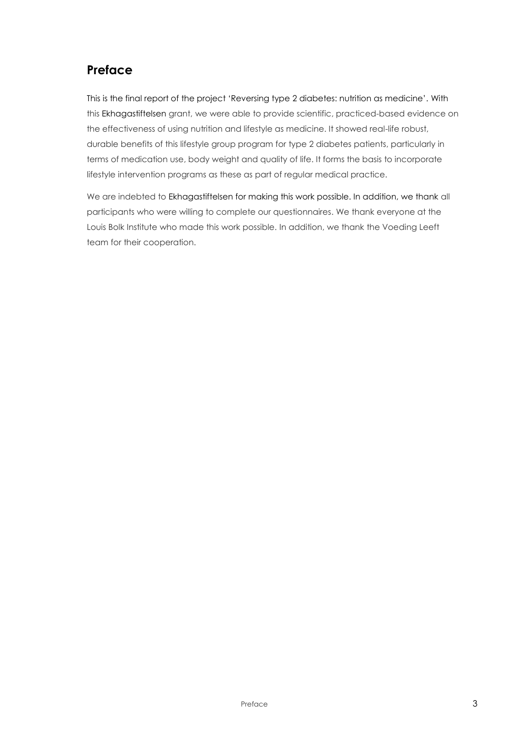## Preface

This is the final report of the project 'Reversing type 2 diabetes: nutrition as medicine'. With this Ekhagastiftelsen grant, we were able to provide scientific, practiced-based evidence on the effectiveness of using nutrition and lifestyle as medicine. It showed real-life robust, durable benefits of this lifestyle group program for type 2 diabetes patients, particularly in terms of medication use, body weight and quality of life. It forms the basis to incorporate lifestyle intervention programs as these as part of regular medical practice.

We are indebted to Ekhagastiftelsen for making this work possible. In addition, we thank all participants who were willing to complete our questionnaires. We thank everyone at the Louis Bolk Institute who made this work possible. In addition, we thank the Voeding Leeft team for their cooperation.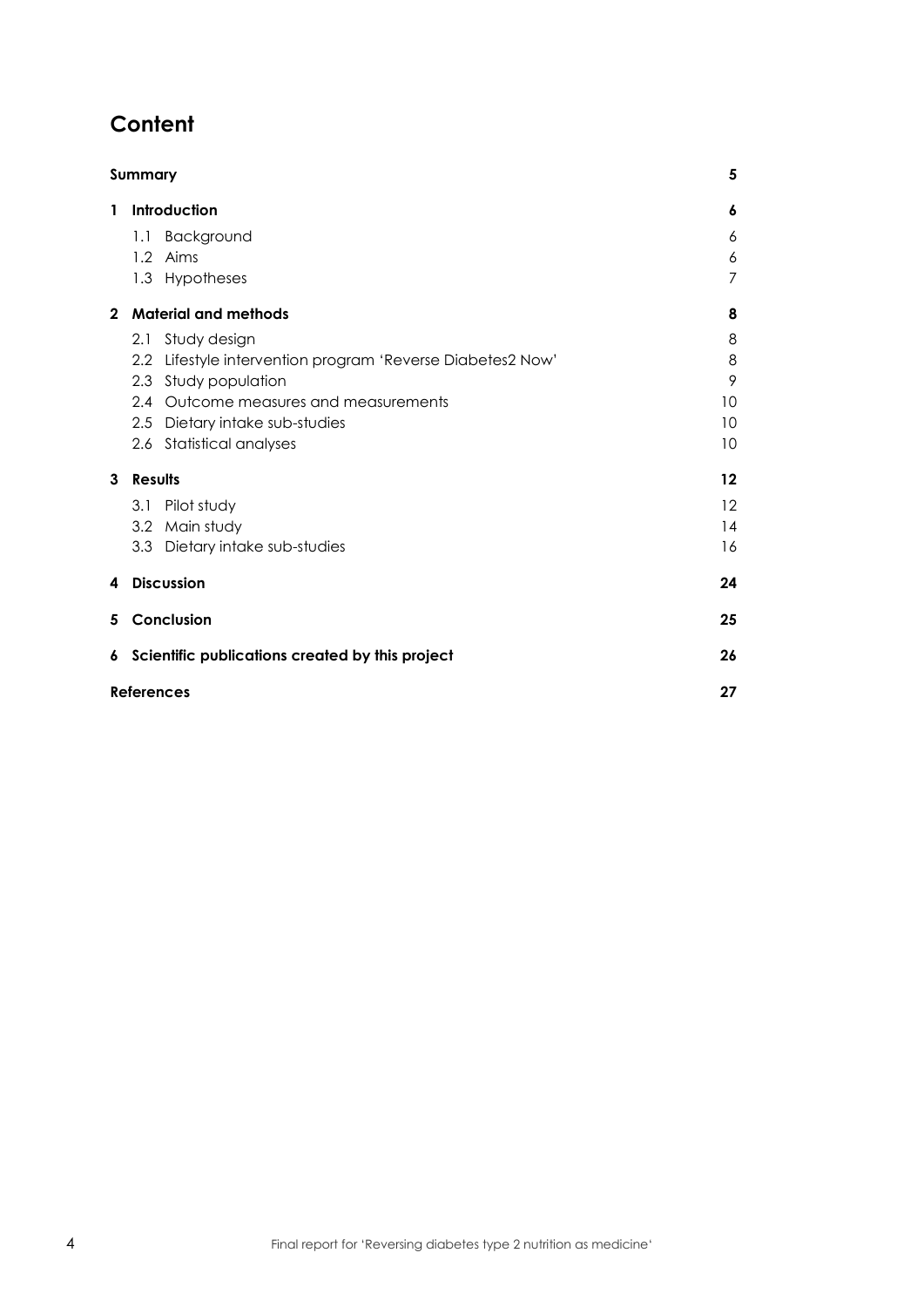# Content

| | | |
|---|---|---|
| **Summary** | | **5** |
| **1** | **Introduction** | **6** |
| | 1.1 Background | 6 |
| | 1.2 Aims | 6 |
| | 1.3 Hypotheses | 7 |
| **2** | **Material and methods** | **8** |
| | 2.1 Study design | 8 |
| | 2.2 Lifestyle intervention program 'Reverse Diabetes2 Now' | 8 |
| | 2.3 Study population | 9 |
| | 2.4 Outcome measures and measurements | 10 |
| | 2.5 Dietary intake sub-studies | 10 |
| | 2.6 Statistical analyses | 10 |
| **3** | **Results** | **12** |
| | 3.1 Pilot study | 12 |
| | 3.2 Main study | 14 |
| | 3.3 Dietary intake sub-studies | 16 |
| **4** | **Discussion** | **24** |
| **5** | **Conclusion** | **25** |
| **6** | **Scientific publications created by this project** | **26** |
| **References** | | **27** |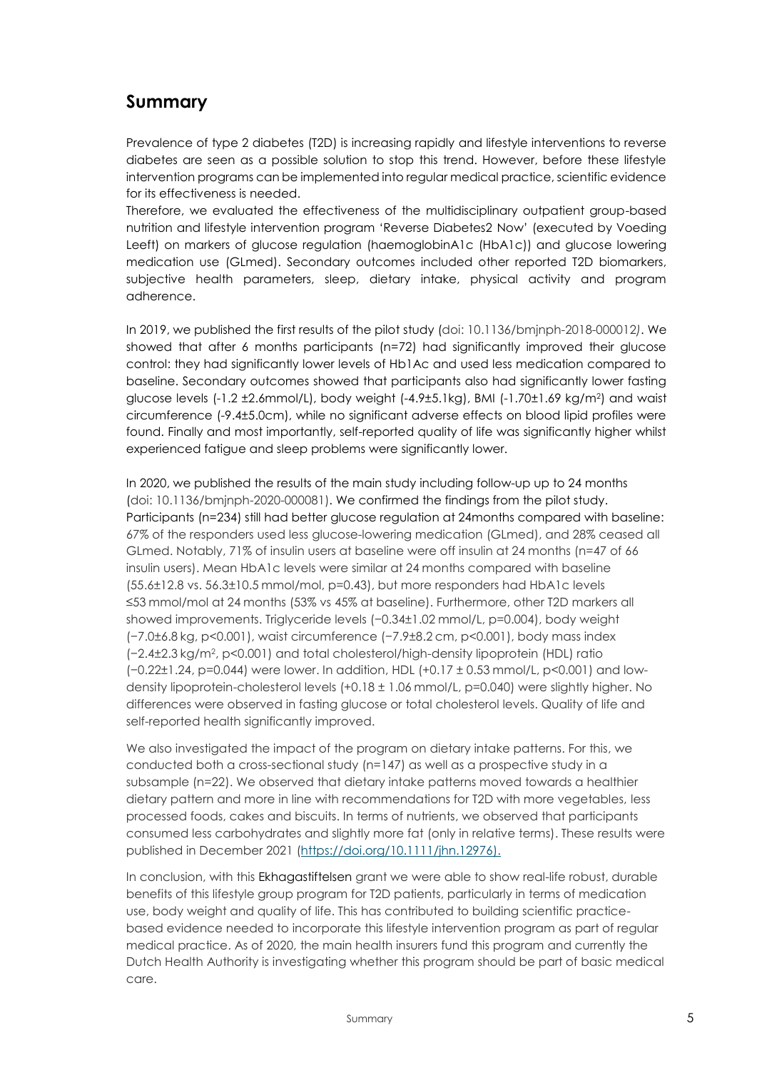## Summary

Prevalence of type 2 diabetes (T2D) is increasing rapidly and lifestyle interventions to reverse diabetes are seen as a possible solution to stop this trend. However, before these lifestyle intervention programs can be implemented into regular medical practice, scientific evidence for its effectiveness is needed.

Therefore, we evaluated the effectiveness of the multidisciplinary outpatient group-based nutrition and lifestyle intervention program 'Reverse Diabetes2 Now' (executed by Voeding Leeft) on markers of glucose regulation (haemoglobinA1c (HbA1c)) and glucose lowering medication use (GLmed). Secondary outcomes included other reported T2D biomarkers, subjective health parameters, sleep, dietary intake, physical activity and program adherence.

In 2019, we published the first results of the pilot study (doi: 10.1136/bmjnph-2018-000012). We showed that after 6 months participants (n=72) had significantly improved their glucose control: they had significantly lower levels of Hb1Ac and used less medication compared to baseline. Secondary outcomes showed that participants also had significantly lower fasting glucose levels (-1.2 ±2.6mmol/L), body weight (-4.9±5.1kg), BMI (-1.70±1.69 kg/m$^2$) and waist circumference (-9.4±5.0cm), while no significant adverse effects on blood lipid profiles were found. Finally and most importantly, self-reported quality of life was significantly higher whilst experienced fatigue and sleep problems were significantly lower.

In 2020, we published the results of the main study including follow-up up to 24 months (doi: 10.1136/bmjnph-2020-000081). We confirmed the findings from the pilot study. Participants (n=234) still had better glucose regulation at 24months compared with baseline: 67% of the responders used less glucose-lowering medication (GLmed), and 28% ceased all GLmed. Notably, 71% of insulin users at baseline were off insulin at 24 months (n=47 of 66 insulin users). Mean HbA1c levels were similar at 24 months compared with baseline (55.6±12.8 vs. 56.3±10.5 mmol/mol, p=0.43), but more responders had HbA1c levels ≤53 mmol/mol at 24 months (53% vs 45% at baseline). Furthermore, other T2D markers all showed improvements. Triglyceride levels (−0.34±1.02 mmol/L, p=0.004), body weight (−7.0±6.8 kg, p<0.001), waist circumference (−7.9±8.2 cm, p<0.001), body mass index (−2.4±2.3 kg/m$^2$, p<0.001) and total cholesterol/high-density lipoprotein (HDL) ratio (−0.22±1.24, p=0.044) were lower. In addition, HDL (+0.17 ± 0.53 mmol/L, p<0.001) and low-density lipoprotein-cholesterol levels (+0.18 ± 1.06 mmol/L, p=0.040) were slightly higher. No differences were observed in fasting glucose or total cholesterol levels. Quality of life and self-reported health significantly improved.

We also investigated the impact of the program on dietary intake patterns. For this, we conducted both a cross-sectional study (n=147) as well as a prospective study in a subsample (n=22). We observed that dietary intake patterns moved towards a healthier dietary pattern and more in line with recommendations for T2D with more vegetables, less processed foods, cakes and biscuits. In terms of nutrients, we observed that participants consumed less carbohydrates and slightly more fat (only in relative terms). These results were published in December 2021 (https://doi.org/10.1111/jhn.12976).

In conclusion, with this Ekhagastiftelsen grant we were able to show real-life robust, durable benefits of this lifestyle group program for T2D patients, particularly in terms of medication use, body weight and quality of life. This has contributed to building scientific practice-based evidence needed to incorporate this lifestyle intervention program as part of regular medical practice. As of 2020, the main health insurers fund this program and currently the Dutch Health Authority is investigating whether this program should be part of basic medical care.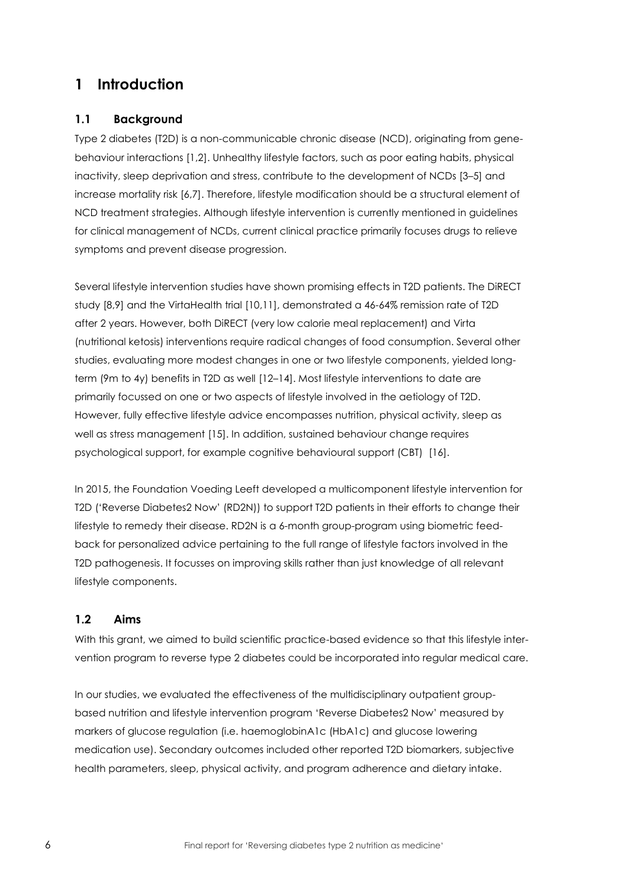# 1 Introduction

## 1.1 Background

Type 2 diabetes (T2D) is a non-communicable chronic disease (NCD), originating from gene-behaviour interactions [1,2]. Unhealthy lifestyle factors, such as poor eating habits, physical inactivity, sleep deprivation and stress, contribute to the development of NCDs [3–5] and increase mortality risk [6,7]. Therefore, lifestyle modification should be a structural element of NCD treatment strategies. Although lifestyle intervention is currently mentioned in guidelines for clinical management of NCDs, current clinical practice primarily focuses drugs to relieve symptoms and prevent disease progression.

Several lifestyle intervention studies have shown promising effects in T2D patients. The DiRECT study [8,9] and the VirtaHealth trial [10,11], demonstrated a 46-64% remission rate of T2D after 2 years. However, both DiRECT (very low calorie meal replacement) and Virta (nutritional ketosis) interventions require radical changes of food consumption. Several other studies, evaluating more modest changes in one or two lifestyle components, yielded long-term (9m to 4y) benefits in T2D as well [12–14]. Most lifestyle interventions to date are primarily focussed on one or two aspects of lifestyle involved in the aetiology of T2D. However, fully effective lifestyle advice encompasses nutrition, physical activity, sleep as well as stress management [15]. In addition, sustained behaviour change requires psychological support, for example cognitive behavioural support (CBT) [16].

In 2015, the Foundation Voeding Leeft developed a multicomponent lifestyle intervention for T2D ('Reverse Diabetes2 Now' (RD2N)) to support T2D patients in their efforts to change their lifestyle to remedy their disease. RD2N is a 6-month group-program using biometric feed-back for personalized advice pertaining to the full range of lifestyle factors involved in the T2D pathogenesis. It focusses on improving skills rather than just knowledge of all relevant lifestyle components.

## 1.2 Aims

With this grant, we aimed to build scientific practice-based evidence so that this lifestyle intervention program to reverse type 2 diabetes could be incorporated into regular medical care.

In our studies, we evaluated the effectiveness of the multidisciplinary outpatient group-based nutrition and lifestyle intervention program 'Reverse Diabetes2 Now' measured by markers of glucose regulation (i.e. haemoglobinA1c (HbA1c) and glucose lowering medication use). Secondary outcomes included other reported T2D biomarkers, subjective health parameters, sleep, physical activity, and program adherence and dietary intake.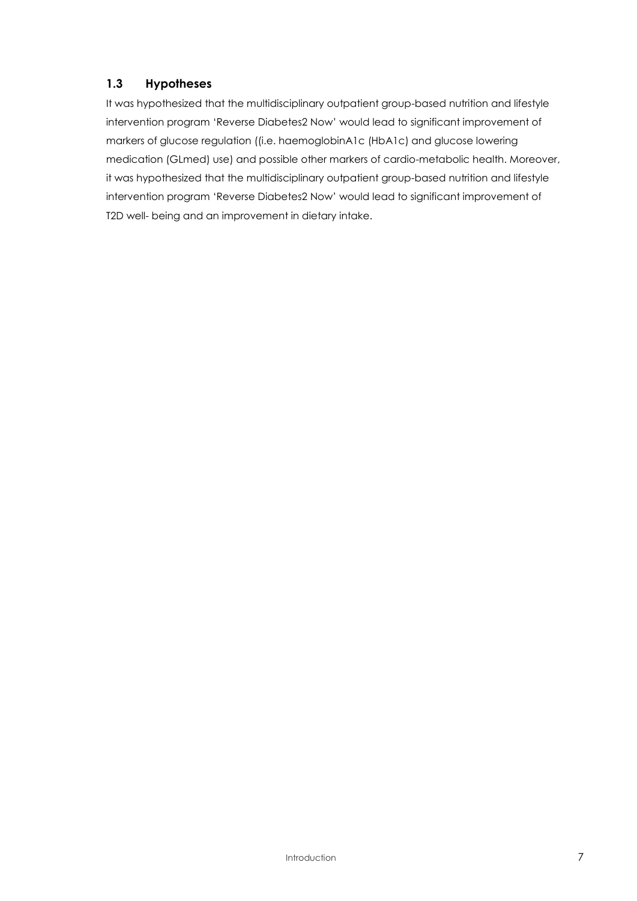## 1.3 Hypotheses

It was hypothesized that the multidisciplinary outpatient group-based nutrition and lifestyle intervention program 'Reverse Diabetes2 Now' would lead to significant improvement of markers of glucose regulation ((i.e. haemoglobinA1c (HbA1c) and glucose lowering medication (GLmed) use) and possible other markers of cardio-metabolic health. Moreover, it was hypothesized that the multidisciplinary outpatient group-based nutrition and lifestyle intervention program 'Reverse Diabetes2 Now' would lead to significant improvement of T2D well- being and an improvement in dietary intake.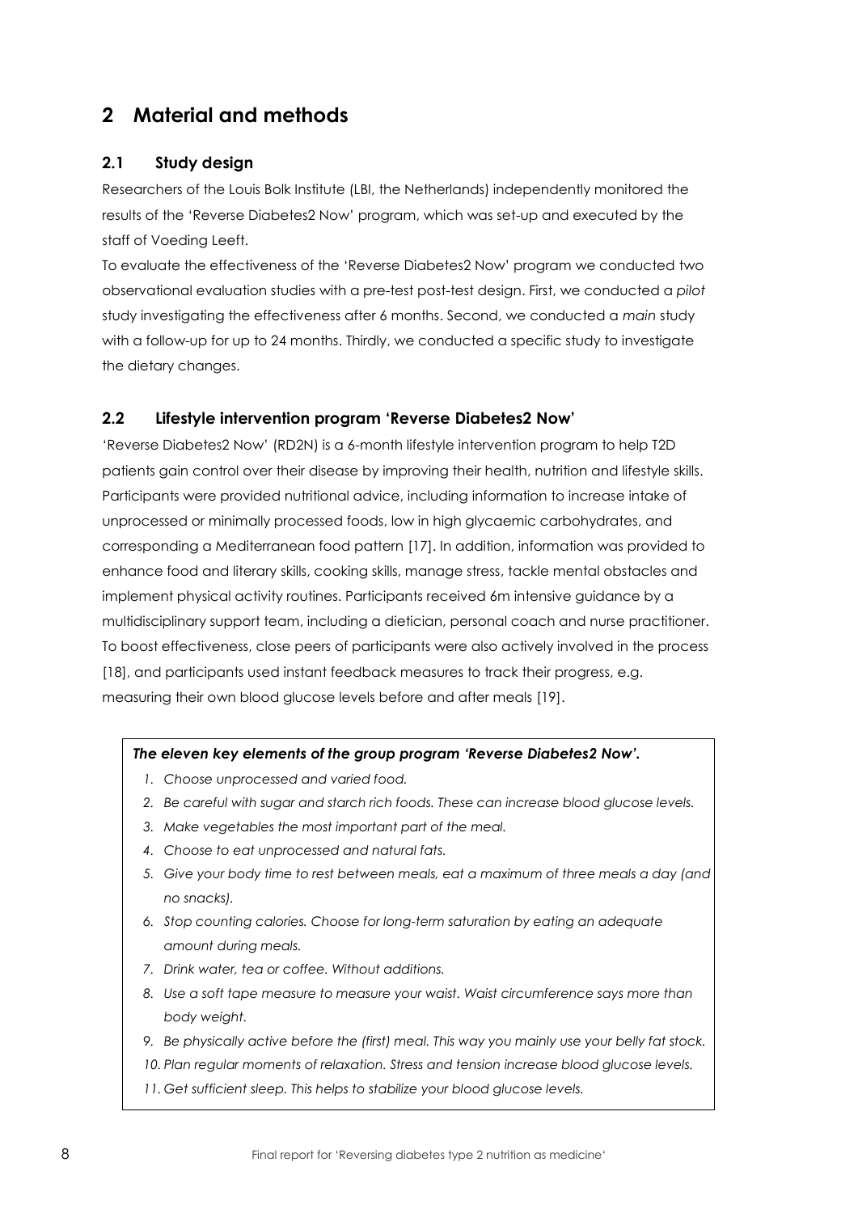# 2 Material and methods

## 2.1 Study design

Researchers of the Louis Bolk Institute (LBI, the Netherlands) independently monitored the results of the 'Reverse Diabetes2 Now' program, which was set-up and executed by the staff of Voeding Leeft.

To evaluate the effectiveness of the 'Reverse Diabetes2 Now' program we conducted two observational evaluation studies with a pre-test post-test design. First, we conducted a *pilot* study investigating the effectiveness after 6 months. Second, we conducted a *main* study with a follow-up for up to 24 months. Thirdly, we conducted a specific study to investigate the dietary changes.

## 2.2 Lifestyle intervention program 'Reverse Diabetes2 Now'

'Reverse Diabetes2 Now' (RD2N) is a 6-month lifestyle intervention program to help T2D patients gain control over their disease by improving their health, nutrition and lifestyle skills. Participants were provided nutritional advice, including information to increase intake of unprocessed or minimally processed foods, low in high glycaemic carbohydrates, and corresponding a Mediterranean food pattern [17]. In addition, information was provided to enhance food and literary skills, cooking skills, manage stress, tackle mental obstacles and implement physical activity routines. Participants received 6m intensive guidance by a multidisciplinary support team, including a dietician, personal coach and nurse practitioner. To boost effectiveness, close peers of participants were also actively involved in the process [18], and participants used instant feedback measures to track their progress, e.g. measuring their own blood glucose levels before and after meals [19].

***The eleven key elements of the group program 'Reverse Diabetes2 Now'.***

1. *Choose unprocessed and varied food.*
2. *Be careful with sugar and starch rich foods. These can increase blood glucose levels.*
3. *Make vegetables the most important part of the meal.*
4. *Choose to eat unprocessed and natural fats.*
5. *Give your body time to rest between meals, eat a maximum of three meals a day (and no snacks).*
6. *Stop counting calories. Choose for long-term saturation by eating an adequate amount during meals.*
7. *Drink water, tea or coffee. Without additions.*
8. *Use a soft tape measure to measure your waist. Waist circumference says more than body weight.*
9. *Be physically active before the (first) meal. This way you mainly use your belly fat stock.*
10. *Plan regular moments of relaxation. Stress and tension increase blood glucose levels.*
11. *Get sufficient sleep. This helps to stabilize your blood glucose levels.*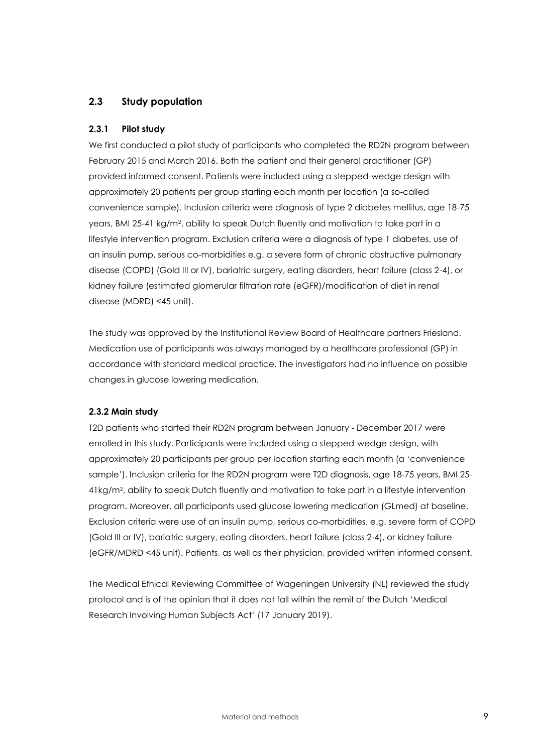## 2.3 Study population

### 2.3.1 Pilot study

We first conducted a pilot study of participants who completed the RD2N program between February 2015 and March 2016. Both the patient and their general practitioner (GP) provided informed consent. Patients were included using a stepped-wedge design with approximately 20 patients per group starting each month per location (a so-called convenience sample). Inclusion criteria were diagnosis of type 2 diabetes mellitus, age 18-75 years, BMI 25-41 kg/m$^2$, ability to speak Dutch fluently and motivation to take part in a lifestyle intervention program. Exclusion criteria were a diagnosis of type 1 diabetes, use of an insulin pump, serious co-morbidities e.g. a severe form of chronic obstructive pulmonary disease (COPD) (Gold III or IV), bariatric surgery, eating disorders, heart failure (class 2-4), or kidney failure (estimated glomerular filtration rate (eGFR)/modification of diet in renal disease (MDRD) <45 unit).

The study was approved by the Institutional Review Board of Healthcare partners Friesland. Medication use of participants was always managed by a healthcare professional (GP) in accordance with standard medical practice. The investigators had no influence on possible changes in glucose lowering medication.

### 2.3.2 Main study

T2D patients who started their RD2N program between January - December 2017 were enrolled in this study. Participants were included using a stepped-wedge design, with approximately 20 participants per group per location starting each month (a 'convenience sample'). Inclusion criteria for the RD2N program were T2D diagnosis, age 18-75 years, BMI 25-41kg/m$^2$, ability to speak Dutch fluently and motivation to take part in a lifestyle intervention program. Moreover, all participants used glucose lowering medication (GLmed) at baseline. Exclusion criteria were use of an insulin pump, serious co-morbidities, e.g. severe form of COPD (Gold III or IV), bariatric surgery, eating disorders, heart failure (class 2-4), or kidney failure (eGFR/MDRD <45 unit). Patients, as well as their physician, provided written informed consent.

The Medical Ethical Reviewing Committee of Wageningen University (NL) reviewed the study protocol and is of the opinion that it does not fall within the remit of the Dutch 'Medical Research Involving Human Subjects Act' (17 January 2019).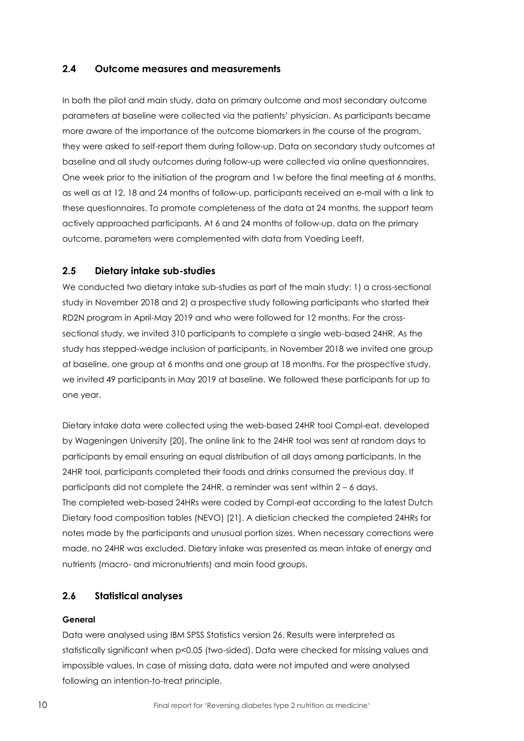## 2.4 Outcome measures and measurements

In both the pilot and main study, data on primary outcome and most secondary outcome parameters at baseline were collected via the patients' physician. As participants became more aware of the importance of the outcome biomarkers in the course of the program, they were asked to self-report them during follow-up. Data on secondary study outcomes at baseline and all study outcomes during follow-up were collected via online questionnaires. One week prior to the initiation of the program and 1w before the final meeting at 6 months, as well as at 12, 18 and 24 months of follow-up, participants received an e-mail with a link to these questionnaires. To promote completeness of the data at 24 months, the support team actively approached participants. At 6 and 24 months of follow-up, data on the primary outcome, parameters were complemented with data from Voeding Leeft.

## 2.5 Dietary intake sub-studies

We conducted two dietary intake sub-studies as part of the main study: 1) a cross-sectional study in November 2018 and 2) a prospective study following participants who started their RD2N program in April-May 2019 and who were followed for 12 months. For the cross-sectional study, we invited 310 participants to complete a single web-based 24HR. As the study has stepped-wedge inclusion of participants, in November 2018 we invited one group at baseline, one group at 6 months and one group at 18 months. For the prospective study, we invited 49 participants in May 2019 at baseline. We followed these participants for up to one year.

Dietary intake data were collected using the web-based 24HR tool Compl-eat, developed by Wageningen University [20]. The online link to the 24HR tool was sent at random days to participants by email ensuring an equal distribution of all days among participants. In the 24HR tool, participants completed their foods and drinks consumed the previous day. If participants did not complete the 24HR, a reminder was sent within 2 – 6 days.
The completed web-based 24HRs were coded by Compl-eat according to the latest Dutch Dietary food composition tables (NEVO) [21]. A dietician checked the completed 24HRs for notes made by the participants and unusual portion sizes. When necessary corrections were made, no 24HR was excluded. Dietary intake was presented as mean intake of energy and nutrients (macro- and micronutrients) and main food groups.

## 2.6 Statistical analyses

#### General

Data were analysed using IBM SPSS Statistics version 26. Results were interpreted as statistically significant when $p<0.05$ (two-sided). Data were checked for missing values and impossible values. In case of missing data, data were not imputed and were analysed following an intention-to-treat principle.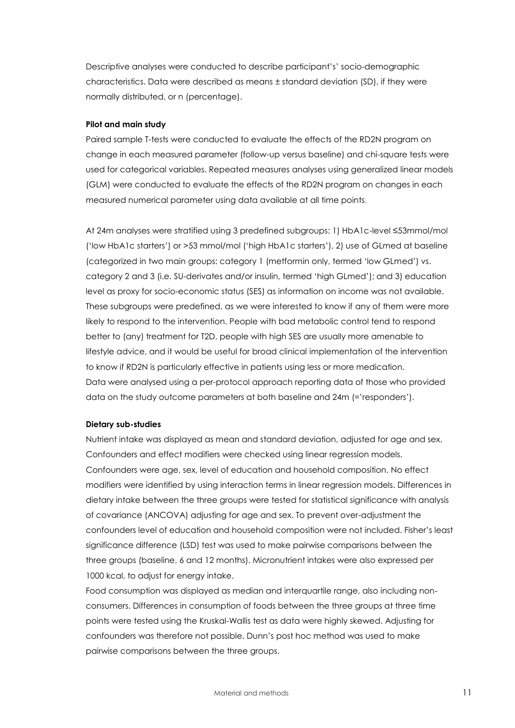Descriptive analyses were conducted to describe participant's' socio-demographic characteristics. Data were described as means ± standard deviation (SD), if they were normally distributed, or n (percentage).

**Pilot and main study**

Paired sample T-tests were conducted to evaluate the effects of the RD2N program on change in each measured parameter (follow-up versus baseline) and chi-square tests were used for categorical variables. Repeated measures analyses using generalized linear models (GLM) were conducted to evaluate the effects of the RD2N program on changes in each measured numerical parameter using data available at all time points.

At 24m analyses were stratified using 3 predefined subgroups: 1) HbA1c-level ≤53mmol/mol ('low HbA1c starters') or >53 mmol/mol ('high HbA1c starters'), 2) use of GLmed at baseline (categorized in two main groups: category 1 (metformin only, termed 'low GLmed') vs. category 2 and 3 (i.e. SU-derivates and/or insulin, termed 'high GLmed'); and 3) education level as proxy for socio-economic status (SES) as information on income was not available. These subgroups were predefined, as we were interested to know if any of them were more likely to respond to the intervention. People with bad metabolic control tend to respond better to (any) treatment for T2D, people with high SES are usually more amenable to lifestyle advice, and it would be useful for broad clinical implementation of the intervention to know if RD2N is particularly effective in patients using less or more medication.
Data were analysed using a per-protocol approach reporting data of those who provided data on the study outcome parameters at both baseline and 24m (='responders').

**Dietary sub-studies**

Nutrient intake was displayed as mean and standard deviation, adjusted for age and sex. Confounders and effect modifiers were checked using linear regression models. Confounders were age, sex, level of education and household composition. No effect modifiers were identified by using interaction terms in linear regression models. Differences in dietary intake between the three groups were tested for statistical significance with analysis of covariance (ANCOVA) adjusting for age and sex. To prevent over-adjustment the confounders level of education and household composition were not included. Fisher's least significance difference (LSD) test was used to make pairwise comparisons between the three groups (baseline, 6 and 12 months). Micronutrient intakes were also expressed per 1000 kcal, to adjust for energy intake.
Food consumption was displayed as median and interquartile range, also including non-consumers. Differences in consumption of foods between the three groups at three time points were tested using the Kruskal-Wallis test as data were highly skewed. Adjusting for confounders was therefore not possible. Dunn's post hoc method was used to make pairwise comparisons between the three groups.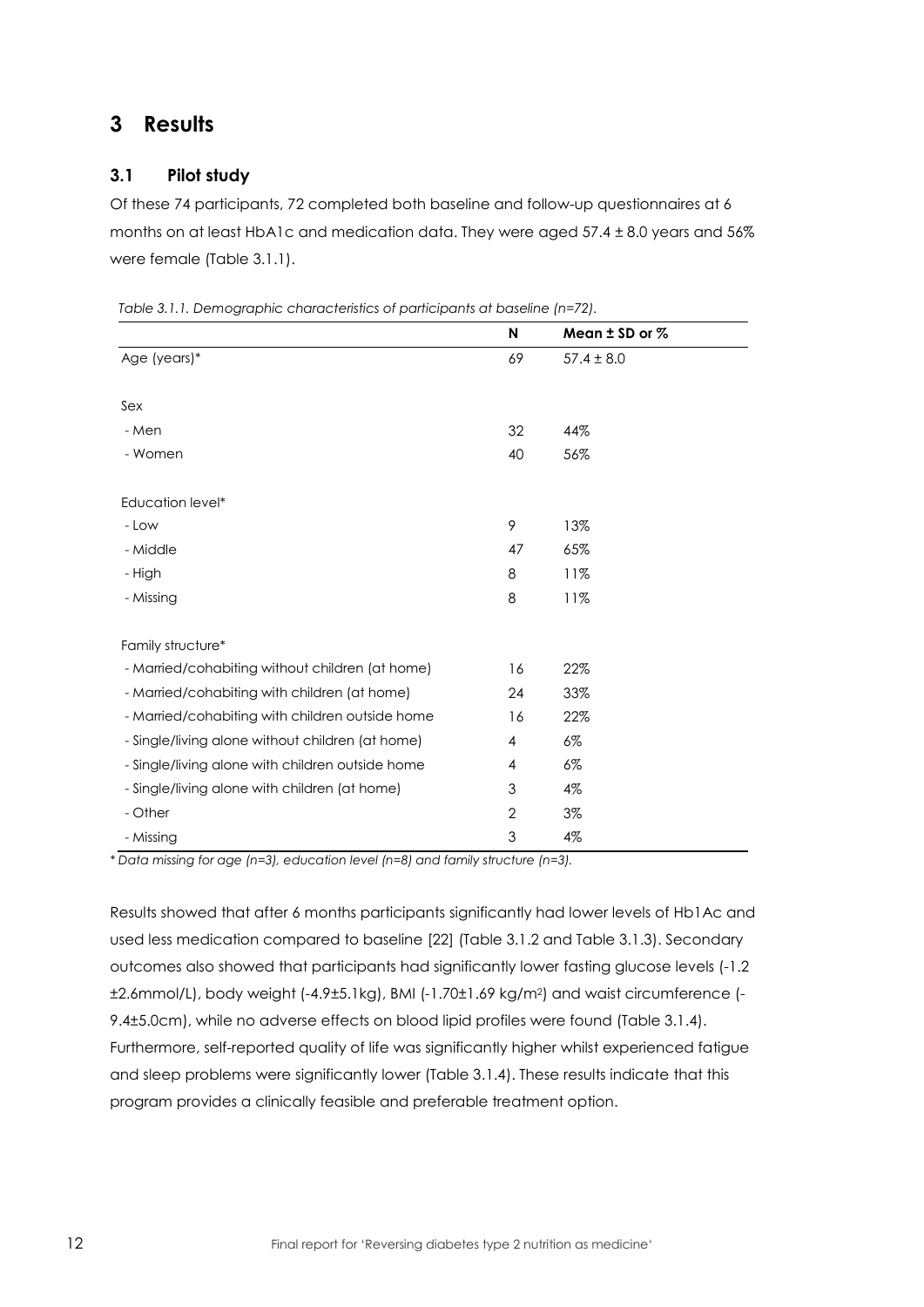# 3 Results

## 3.1 Pilot study

Of these 74 participants, 72 completed both baseline and follow-up questionnaires at 6 months on at least HbA1c and medication data. They were aged 57.4 ± 8.0 years and 56% were female (Table 3.1.1).

*Table 3.1.1. Demographic characteristics of participants at baseline (n=72).*

| | N | Mean ± SD or % |
|---|---|---|
| Age (years)* | 69 | 57.4 ± 8.0 |
| | | |
| Sex | | |
| - Men | 32 | 44% |
| - Women | 40 | 56% |
| | | |
| Education level* | | |
| - Low | 9 | 13% |
| - Middle | 47 | 65% |
| - High | 8 | 11% |
| - Missing | 8 | 11% |
| | | |
| Family structure* | | |
| - Married/cohabiting without children (at home) | 16 | 22% |
| - Married/cohabiting with children (at home) | 24 | 33% |
| - Married/cohabiting with children outside home | 16 | 22% |
| - Single/living alone without children (at home) | 4 | 6% |
| - Single/living alone with children outside home | 4 | 6% |
| - Single/living alone with children (at home) | 3 | 4% |
| - Other | 2 | 3% |
| - Missing | 3 | 4% |

*\* Data missing for age (n=3), education level (n=8) and family structure (n=3).*

Results showed that after 6 months participants significantly had lower levels of Hb1Ac and used less medication compared to baseline [22] (Table 3.1.2 and Table 3.1.3). Secondary outcomes also showed that participants had significantly lower fasting glucose levels (-1.2 ±2.6mmol/L), body weight (-4.9±5.1kg), BMI (-1.70±1.69 kg/m$^2$) and waist circumference (-9.4±5.0cm), while no adverse effects on blood lipid profiles were found (Table 3.1.4). Furthermore, self-reported quality of life was significantly higher whilst experienced fatigue and sleep problems were significantly lower (Table 3.1.4). These results indicate that this program provides a clinically feasible and preferable treatment option.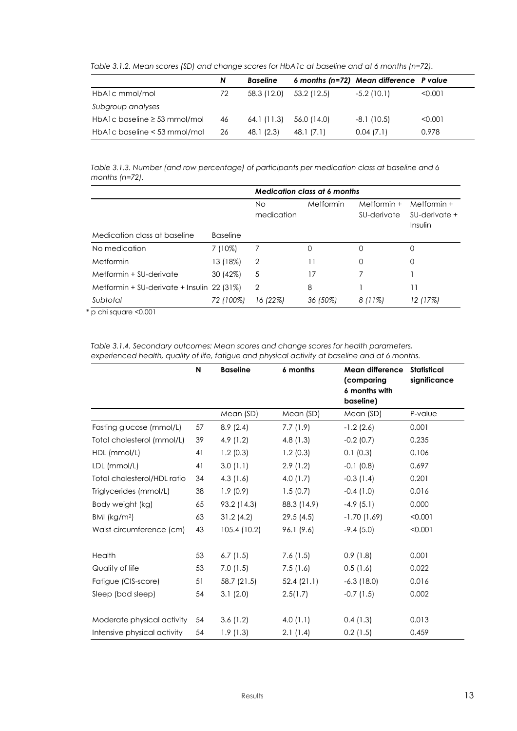*Table 3.1.2. Mean scores (SD) and change scores for HbA1c at baseline and at 6 months (n=72).*

| | N | Baseline | 6 months (n=72) | Mean difference | P value |
|---|---|---|---|---|---|
| HbA1c mmol/mol | 72 | 58.3 (12.0) | 53.2 (12.5) | -5.2 (10.1) | <0.001 |
| *Subgroup analyses* | | | | | |
| HbA1c baseline ≥ 53 mmol/mol | 46 | 64.1 (11.3) | 56.0 (14.0) | -8.1 (10.5) | <0.001 |
| HbA1c baseline < 53 mmol/mol | 26 | 48.1 (2.3) | 48.1 (7.1) | 0.04 (7.1) | 0.978 |

*Table 3.1.3. Number (and row percentage) of participants per medication class at baseline and 6 months (n=72).*

| | | Medication class at 6 months | | | |
|---|---|---|---|---|---|
| | | No medication | Metformin | Metformin + SU-derivate | Metformin + SU-derivate + Insulin |
| Medication class at baseline | Baseline | | | | |
| No medication | 7 (10%) | 7 | 0 | 0 | 0 |
| Metformin | 13 (18%) | 2 | 11 | 0 | 0 |
| Metformin + SU-derivate | 30 (42%) | 5 | 17 | 7 | 1 |
| Metformin + SU-derivate + Insulin | 22 (31%) | 2 | 8 | 1 | 11 |
| *Subtotal* | *72 (100%)* | *16 (22%)* | *36 (50%)* | *8 (11%)* | *12 (17%)* |

\* p chi square <0.001

*Table 3.1.4. Secondary outcomes: Mean scores and change scores for health parameters, experienced health, quality of life, fatigue and physical activity at baseline and at 6 months.*

| | N | Baseline | 6 months | Mean difference (comparing 6 months with baseline) | Statistical significance |
|---|---|---|---|---|---|
| | | Mean (SD) | Mean (SD) | Mean (SD) | P-value |
| Fasting glucose (mmol/L) | 57 | 8.9 (2.4) | 7.7 (1.9) | -1.2 (2.6) | 0.001 |
| Total cholesterol (mmol/L) | 39 | 4.9 (1.2) | 4.8 (1.3) | -0.2 (0.7) | 0.235 |
| HDL (mmol/L) | 41 | 1.2 (0.3) | 1.2 (0.3) | 0.1 (0.3) | 0.106 |
| LDL (mmol/L) | 41 | 3.0 (1.1) | 2.9 (1.2) | -0.1 (0.8) | 0.697 |
| Total cholesterol/HDL ratio | 34 | 4.3 (1.6) | 4.0 (1.7) | -0.3 (1.4) | 0.201 |
| Triglycerides (mmol/L) | 38 | 1.9 (0.9) | 1.5 (0.7) | -0.4 (1.0) | 0.016 |
| Body weight (kg) | 65 | 93.2 (14.3) | 88.3 (14.9) | -4.9 (5.1) | 0.000 |
| BMI ($kg/m^2$) | 63 | 31.2 (4.2) | 29.5 (4.5) | -1.70 (1.69) | <0.001 |
| Waist circumference (cm) | 43 | 105.4 (10.2) | 96.1 (9.6) | -9.4 (5.0) | <0.001 |
| Health | 53 | 6.7 (1.5) | 7.6 (1.5) | 0.9 (1.8) | 0.001 |
| Quality of life | 53 | 7.0 (1.5) | 7.5 (1.6) | 0.5 (1.6) | 0.022 |
| Fatigue (CIS-score) | 51 | 58.7 (21.5) | 52.4 (21.1) | -6.3 (18.0) | 0.016 |
| Sleep (bad sleep) | 54 | 3.1 (2.0) | 2.5(1.7) | -0.7 (1.5) | 0.002 |
| Moderate physical activity | 54 | 3.6 (1.2) | 4.0 (1.1) | 0.4 (1.3) | 0.013 |
| Intensive physical activity | 54 | 1.9 (1.3) | 2.1 (1.4) | 0.2 (1.5) | 0.459 |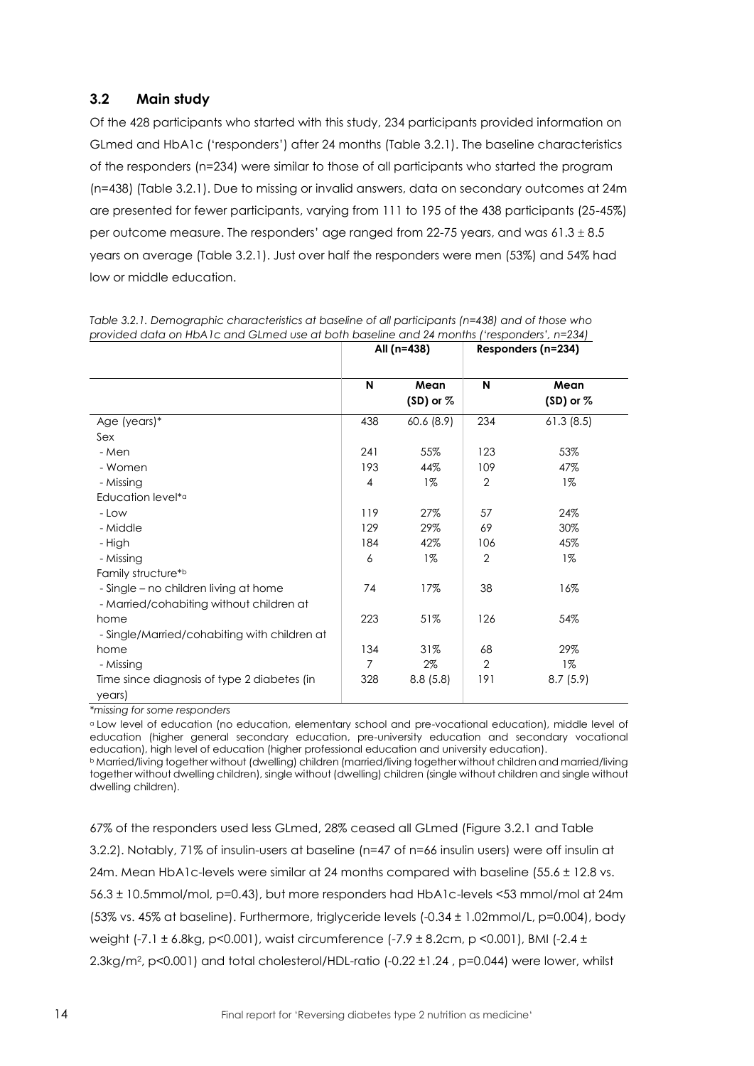### 3.2 Main study

Of the 428 participants who started with this study, 234 participants provided information on GLmed and HbA1c ('responders') after 24 months (Table 3.2.1). The baseline characteristics of the responders (n=234) were similar to those of all participants who started the program (n=438) (Table 3.2.1). Due to missing or invalid answers, data on secondary outcomes at 24m are presented for fewer participants, varying from 111 to 195 of the 438 participants (25-45%) per outcome measure. The responders' age ranged from 22-75 years, and was 61.3 ± 8.5 years on average (Table 3.2.1). Just over half the responders were men (53%) and 54% had low or middle education.

*Table 3.2.1. Demographic characteristics at baseline of all participants (n=438) and of those who provided data on HbA1c and GLmed use at both baseline and 24 months ('responders', n=234)*

| | All (n=438) | | Responders (n=234) | |
|---|---|---|---|---|
| | N | Mean (SD) or % | N | Mean (SD) or % |
| Age (years)* | 438 | 60.6 (8.9) | 234 | 61.3 (8.5) |
| Sex | | | | |
| - Men | 241 | 55% | 123 | 53% |
| - Women | 193 | 44% | 109 | 47% |
| - Missing | 4 | 1% | 2 | 1% |
| Education level*[a] | | | | |
| - Low | 119 | 27% | 57 | 24% |
| - Middle | 129 | 29% | 69 | 30% |
| - High | 184 | 42% | 106 | 45% |
| - Missing | 6 | 1% | 2 | 1% |
| Family structure*[b] | | | | |
| - Single – no children living at home | 74 | 17% | 38 | 16% |
| - Married/cohabiting without children at home | 223 | 51% | 126 | 54% |
| - Single/Married/cohabiting with children at home | 134 | 31% | 68 | 29% |
| - Missing | 7 | 2% | 2 | 1% |
| Time since diagnosis of type 2 diabetes (in years) | 328 | 8.8 (5.8) | 191 | 8.7 (5.9) |

*\*missing for some responders*

[a] Low level of education (no education, elementary school and pre-vocational education), middle level of education (higher general secondary education, pre-university education and secondary vocational education), high level of education (higher professional education and university education).

[b] Married/living together without (dwelling) children (married/living together without children and married/living together without dwelling children), single without (dwelling) children (single without children and single without dwelling children).

67% of the responders used less GLmed, 28% ceased all GLmed (Figure 3.2.1 and Table 3.2.2). Notably, 71% of insulin-users at baseline (n=47 of n=66 insulin users) were off insulin at 24m. Mean HbA1c-levels were similar at 24 months compared with baseline (55.6 ± 12.8 vs. 56.3 ± 10.5mmol/mol, p=0.43), but more responders had HbA1c-levels <53 mmol/mol at 24m (53% vs. 45% at baseline). Furthermore, triglyceride levels (-0.34 ± 1.02mmol/L, p=0.004), body weight (-7.1 ± 6.8kg, p<0.001), waist circumference (-7.9 ± 8.2cm, p <0.001), BMI (-2.4 ± 2.3kg/m$^2$, p<0.001) and total cholesterol/HDL-ratio (-0.22 ±1.24 , p=0.044) were lower, whilst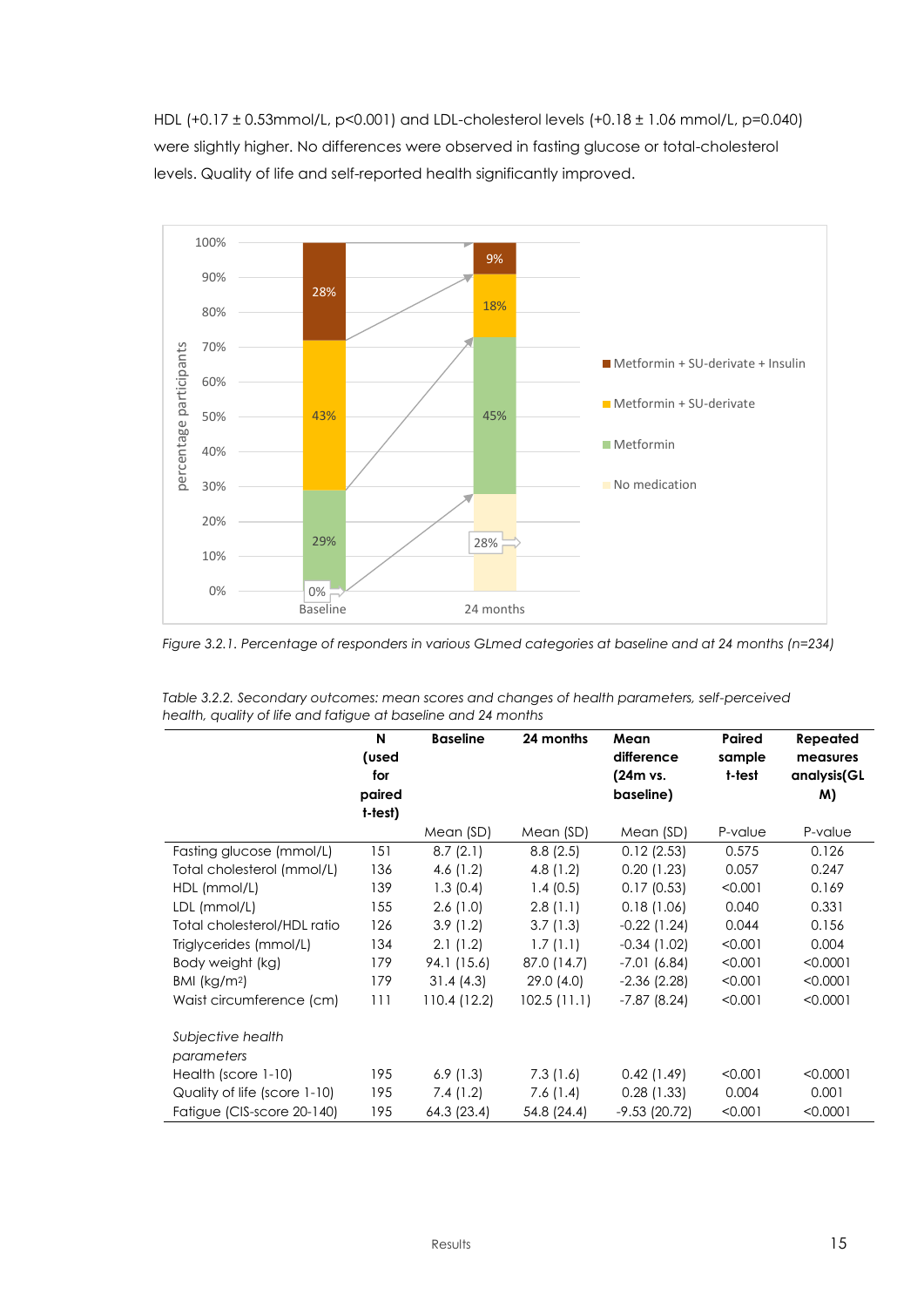HDL (+0.17 ± 0.53mmol/L, p<0.001) and LDL-cholesterol levels (+0.18 ± 1.06 mmol/L, p=0.040) were slightly higher. No differences were observed in fasting glucose or total-cholesterol levels. Quality of life and self-reported health significantly improved.

*Figure 3.2.1. Percentage of responders in various GLmed categories at baseline and at 24 months (n=234)*

*Table 3.2.2. Secondary outcomes: mean scores and changes of health parameters, self-perceived health, quality of life and fatigue at baseline and 24 months*

| | **N (used for paired t-test)** | **Baseline** | **24 months** | **Mean difference (24m vs. baseline)** | **Paired sample t-test** | **Repeated measures analysis(GLM)** |
|---|---|---|---|---|---|---|
| | | Mean (SD) | Mean (SD) | Mean (SD) | P-value | P-value |
| Fasting glucose (mmol/L) | 151 | 8.7 (2.1) | 8.8 (2.5) | 0.12 (2.53) | 0.575 | 0.126 |
| Total cholesterol (mmol/L) | 136 | 4.6 (1.2) | 4.8 (1.2) | 0.20 (1.23) | 0.057 | 0.247 |
| HDL (mmol/L) | 139 | 1.3 (0.4) | 1.4 (0.5) | 0.17 (0.53) | <0.001 | 0.169 |
| LDL (mmol/L) | 155 | 2.6 (1.0) | 2.8 (1.1) | 0.18 (1.06) | 0.040 | 0.331 |
| Total cholesterol/HDL ratio | 126 | 3.9 (1.2) | 3.7 (1.3) | -0.22 (1.24) | 0.044 | 0.156 |
| Triglycerides (mmol/L) | 134 | 2.1 (1.2) | 1.7 (1.1) | -0.34 (1.02) | <0.001 | 0.004 |
| Body weight (kg) | 179 | 94.1 (15.6) | 87.0 (14.7) | -7.01 (6.84) | <0.001 | <0.0001 |
| BMI (kg/m²) | 179 | 31.4 (4.3) | 29.0 (4.0) | -2.36 (2.28) | <0.001 | <0.0001 |
| Waist circumference (cm) | 111 | 110.4 (12.2) | 102.5 (11.1) | -7.87 (8.24) | <0.001 | <0.0001 |
| *Subjective health parameters* | | | | | | |
| Health (score 1-10) | 195 | 6.9 (1.3) | 7.3 (1.6) | 0.42 (1.49) | <0.001 | <0.0001 |
| Quality of life (score 1-10) | 195 | 7.4 (1.2) | 7.6 (1.4) | 0.28 (1.33) | 0.004 | 0.001 |
| Fatigue (CIS-score 20-140) | 195 | 64.3 (23.4) | 54.8 (24.4) | -9.53 (20.72) | <0.001 | <0.0001 |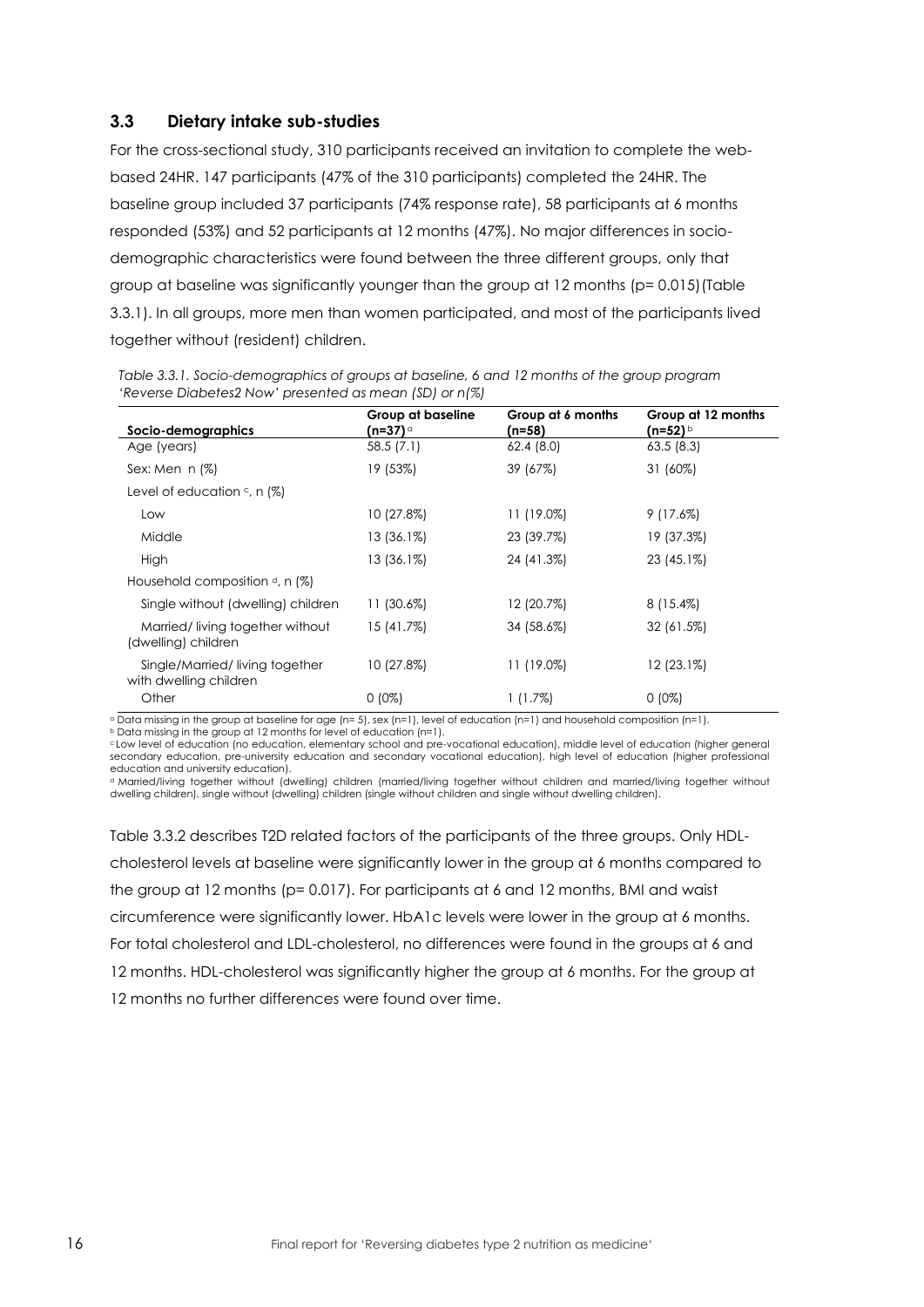### 3.3 Dietary intake sub-studies

For the cross-sectional study, 310 participants received an invitation to complete the web-based 24HR. 147 participants (47% of the 310 participants) completed the 24HR. The baseline group included 37 participants (74% response rate), 58 participants at 6 months responded (53%) and 52 participants at 12 months (47%). No major differences in socio-demographic characteristics were found between the three different groups, only that group at baseline was significantly younger than the group at 12 months (p= 0.015)(Table 3.3.1). In all groups, more men than women participated, and most of the participants lived together without (resident) children.

*Table 3.3.1. Socio-demographics of groups at baseline, 6 and 12 months of the group program 'Reverse Diabetes2 Now' presented as mean (SD) or n(%)*

| Socio-demographics | Group at baseline (n=37) [a] | Group at 6 months (n=58) | Group at 12 months (n=52) [b] |
|---|---|---|---|
| Age (years) | 58.5 (7.1) | 62.4 (8.0) | 63.5 (8.3) |
| Sex: Men n (%) | 19 (53%) | 39 (67%) | 31 (60%) |
| Level of education [c], n (%) | | | |
| Low | 10 (27.8%) | 11 (19.0%) | 9 (17.6%) |
| Middle | 13 (36.1%) | 23 (39.7%) | 19 (37.3%) |
| High | 13 (36.1%) | 24 (41.3%) | 23 (45.1%) |
| Household composition [d], n (%) | | | |
| Single without (dwelling) children | 11 (30.6%) | 12 (20.7%) | 8 (15.4%) |
| Married/ living together without (dwelling) children | 15 (41.7%) | 34 (58.6%) | 32 (61.5%) |
| Single/Married/ living together with dwelling children | 10 (27.8%) | 11 (19.0%) | 12 (23.1%) |
| Other | 0 (0%) | 1 (1.7%) | 0 (0%) |

[a] Data missing in the group at baseline for age (n= 5), sex (n=1), level of education (n=1) and household composition (n=1).
[b] Data missing in the group at 12 months for level of education (n=1).
[c] Low level of education (no education, elementary school and pre-vocational education), middle level of education (higher general secondary education, pre-university education and secondary vocational education), high level of education (higher professional education and university education).
[d] Married/living together without (dwelling) children (married/living together without children and married/living together without dwelling children), single without (dwelling) children (single without children and single without dwelling children).

Table 3.3.2 describes T2D related factors of the participants of the three groups. Only HDL-cholesterol levels at baseline were significantly lower in the group at 6 months compared to the group at 12 months (p= 0.017). For participants at 6 and 12 months, BMI and waist circumference were significantly lower. HbA1c levels were lower in the group at 6 months. For total cholesterol and LDL-cholesterol, no differences were found in the groups at 6 and 12 months. HDL-cholesterol was significantly higher the group at 6 months. For the group at 12 months no further differences were found over time.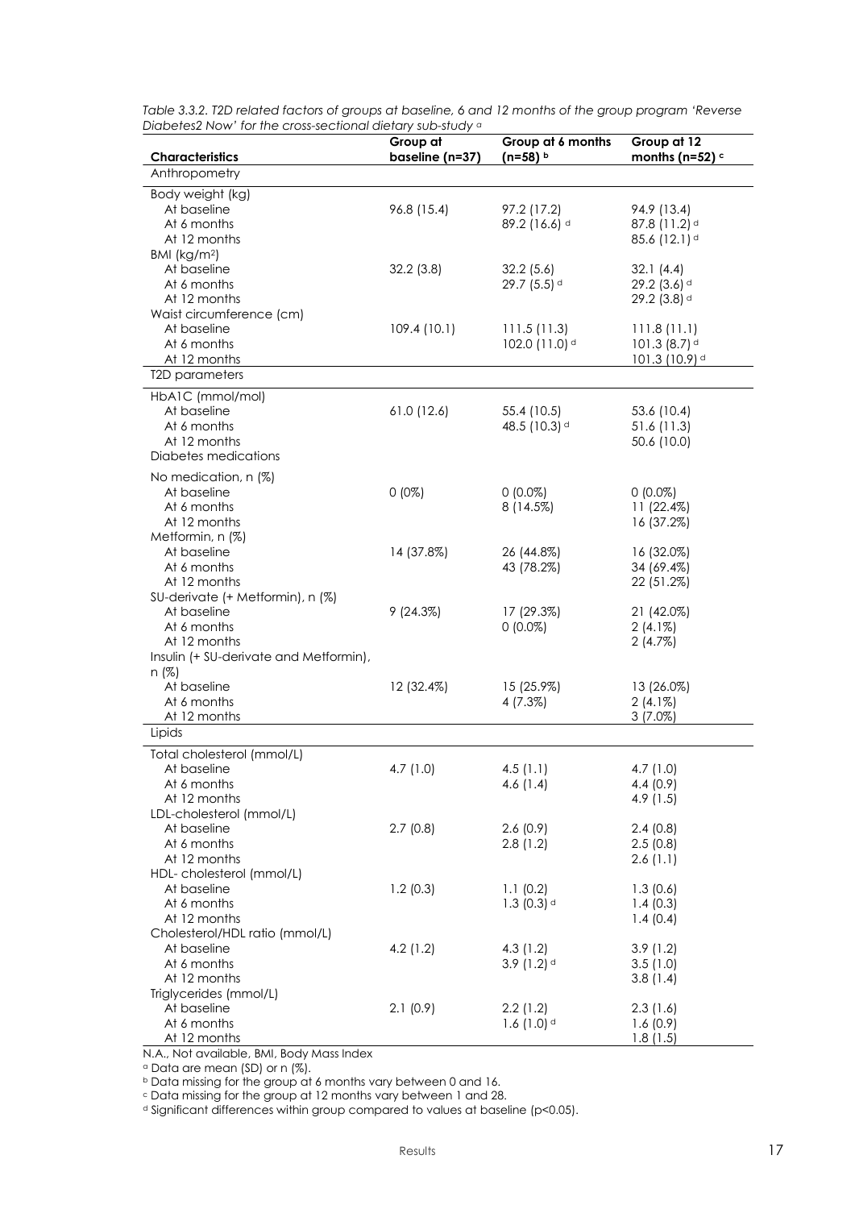*Table 3.3.2. T2D related factors of groups at baseline, 6 and 12 months of the group program 'Reverse Diabetes2 Now' for the cross-sectional dietary sub-study* [a]

| Characteristics | Group at baseline (n=37) | Group at 6 months (n=58) [b] | Group at 12 months (n=52) [c] |
|---|---|---|---|
| **Anthropometry** | | | |
| Body weight (kg) | | | |
| At baseline | 96.8 (15.4) | 97.2 (17.2) | 94.9 (13.4) |
| At 6 months | | 89.2 (16.6) [d] | 87.8 (11.2) [d] |
| At 12 months | | | 85.6 (12.1) [d] |
| BMI (kg/m$^2$) | | | |
| At baseline | 32.2 (3.8) | 32.2 (5.6) | 32.1 (4.4) |
| At 6 months | | 29.7 (5.5) [d] | 29.2 (3.6) [d] |
| At 12 months | | | 29.2 (3.8) [d] |
| Waist circumference (cm) | | | |
| At baseline | 109.4 (10.1) | 111.5 (11.3) | 111.8 (11.1) |
| At 6 months | | 102.0 (11.0) [d] | 101.3 (8.7) [d] |
| At 12 months | | | 101.3 (10.9) [d] |
| **T2D parameters** | | | |
| HbA1C (mmol/mol) | | | |
| At baseline | 61.0 (12.6) | 55.4 (10.5) | 53.6 (10.4) |
| At 6 months | | 48.5 (10.3) [d] | 51.6 (11.3) |
| At 12 months | | | 50.6 (10.0) |
| Diabetes medications | | | |
| No medication, n (%) | | | |
| At baseline | 0 (0%) | 0 (0.0%) | 0 (0.0%) |
| At 6 months | | 8 (14.5%) | 11 (22.4%) |
| At 12 months | | | 16 (37.2%) |
| Metformin, n (%) | | | |
| At baseline | 14 (37.8%) | 26 (44.8%) | 16 (32.0%) |
| At 6 months | | 43 (78.2%) | 34 (69.4%) |
| At 12 months | | | 22 (51.2%) |
| SU-derivate (+ Metformin), n (%) | | | |
| At baseline | 9 (24.3%) | 17 (29.3%) | 21 (42.0%) |
| At 6 months | | 0 (0.0%) | 2 (4.1%) |
| At 12 months | | | 2 (4.7%) |
| Insulin (+ SU-derivate and Metformin), n (%) | | | |
| At baseline | 12 (32.4%) | 15 (25.9%) | 13 (26.0%) |
| At 6 months | | 4 (7.3%) | 2 (4.1%) |
| At 12 months | | | 3 (7.0%) |
| **Lipids** | | | |
| Total cholesterol (mmol/L) | | | |
| At baseline | 4.7 (1.0) | 4.5 (1.1) | 4.7 (1.0) |
| At 6 months | | 4.6 (1.4) | 4.4 (0.9) |
| At 12 months | | | 4.9 (1.5) |
| LDL-cholesterol (mmol/L) | | | |
| At baseline | 2.7 (0.8) | 2.6 (0.9) | 2.4 (0.8) |
| At 6 months | | 2.8 (1.2) | 2.5 (0.8) |
| At 12 months | | | 2.6 (1.1) |
| HDL- cholesterol (mmol/L) | | | |
| At baseline | 1.2 (0.3) | 1.1 (0.2) | 1.3 (0.6) |
| At 6 months | | 1.3 (0.3) [d] | 1.4 (0.3) |
| At 12 months | | | 1.4 (0.4) |
| Cholesterol/HDL ratio (mmol/L) | | | |
| At baseline | 4.2 (1.2) | 4.3 (1.2) | 3.9 (1.2) |
| At 6 months | | 3.9 (1.2) [d] | 3.5 (1.0) |
| At 12 months | | | 3.8 (1.4) |
| Triglycerides (mmol/L) | | | |
| At baseline | 2.1 (0.9) | 2.2 (1.2) | 2.3 (1.6) |
| At 6 months | | 1.6 (1.0) [d] | 1.6 (0.9) |
| At 12 months | | | 1.8 (1.5) |

N.A., Not available, BMI, Body Mass Index

[a] Data are mean (SD) or n (%).

[b] Data missing for the group at 6 months vary between 0 and 16.

[c] Data missing for the group at 12 months vary between 1 and 28.

[d] Significant differences within group compared to values at baseline ($p<0.05$).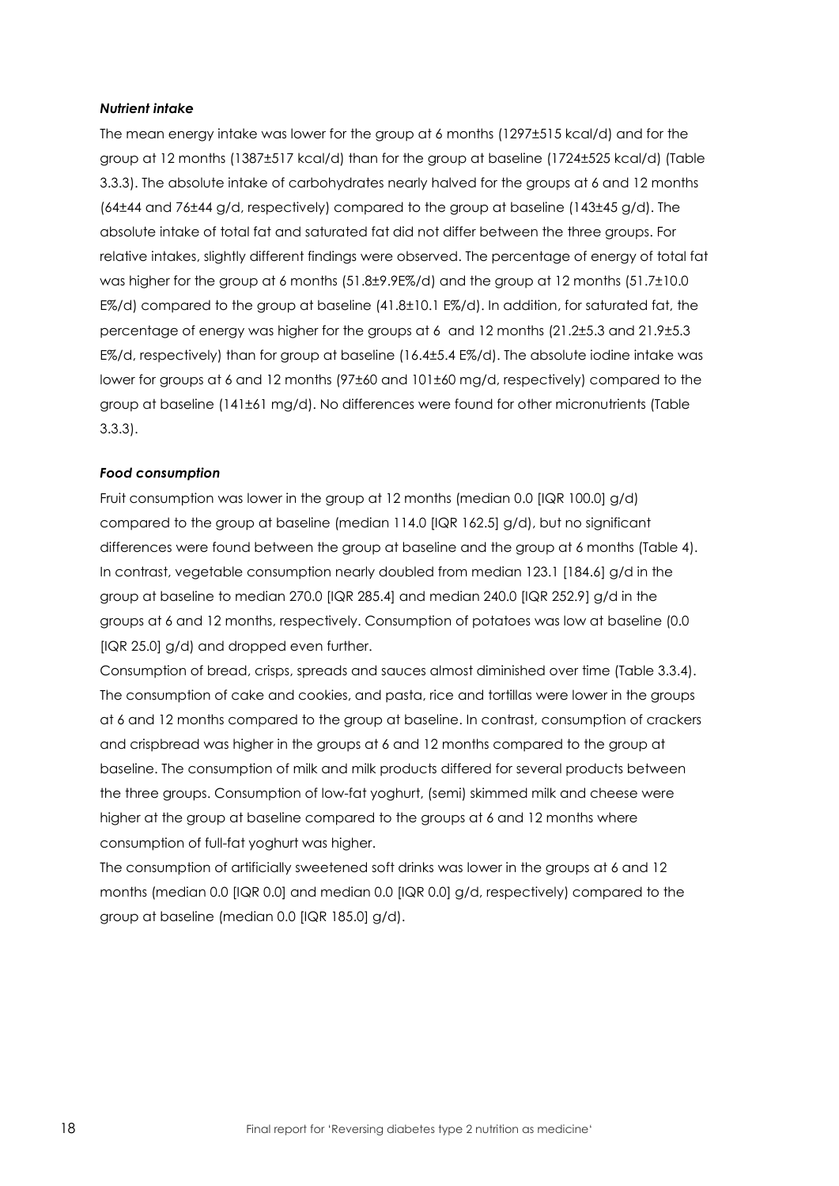#### *Nutrient intake*

The mean energy intake was lower for the group at 6 months (1297±515 kcal/d) and for the group at 12 months (1387±517 kcal/d) than for the group at baseline (1724±525 kcal/d) (Table 3.3.3). The absolute intake of carbohydrates nearly halved for the groups at 6 and 12 months (64±44 and 76±44 g/d, respectively) compared to the group at baseline (143±45 g/d). The absolute intake of total fat and saturated fat did not differ between the three groups. For relative intakes, slightly different findings were observed. The percentage of energy of total fat was higher for the group at 6 months (51.8±9.9E%/d) and the group at 12 months (51.7±10.0 E%/d) compared to the group at baseline (41.8±10.1 E%/d). In addition, for saturated fat, the percentage of energy was higher for the groups at 6 and 12 months (21.2±5.3 and 21.9±5.3 E%/d, respectively) than for group at baseline (16.4±5.4 E%/d). The absolute iodine intake was lower for groups at 6 and 12 months (97±60 and 101±60 mg/d, respectively) compared to the group at baseline (141±61 mg/d). No differences were found for other micronutrients (Table 3.3.3).

#### *Food consumption*

Fruit consumption was lower in the group at 12 months (median 0.0 [IQR 100.0] g/d) compared to the group at baseline (median 114.0 [IQR 162.5] g/d), but no significant differences were found between the group at baseline and the group at 6 months (Table 4). In contrast, vegetable consumption nearly doubled from median 123.1 [184.6] g/d in the group at baseline to median 270.0 [IQR 285.4] and median 240.0 [IQR 252.9] g/d in the groups at 6 and 12 months, respectively. Consumption of potatoes was low at baseline (0.0 [IQR 25.0] g/d) and dropped even further.

Consumption of bread, crisps, spreads and sauces almost diminished over time (Table 3.3.4). The consumption of cake and cookies, and pasta, rice and tortillas were lower in the groups at 6 and 12 months compared to the group at baseline. In contrast, consumption of crackers and crispbread was higher in the groups at 6 and 12 months compared to the group at baseline. The consumption of milk and milk products differed for several products between the three groups. Consumption of low-fat yoghurt, (semi) skimmed milk and cheese were higher at the group at baseline compared to the groups at 6 and 12 months where consumption of full-fat yoghurt was higher.

The consumption of artificially sweetened soft drinks was lower in the groups at 6 and 12 months (median 0.0 [IQR 0.0] and median 0.0 [IQR 0.0] g/d, respectively) compared to the group at baseline (median 0.0 [IQR 185.0] g/d).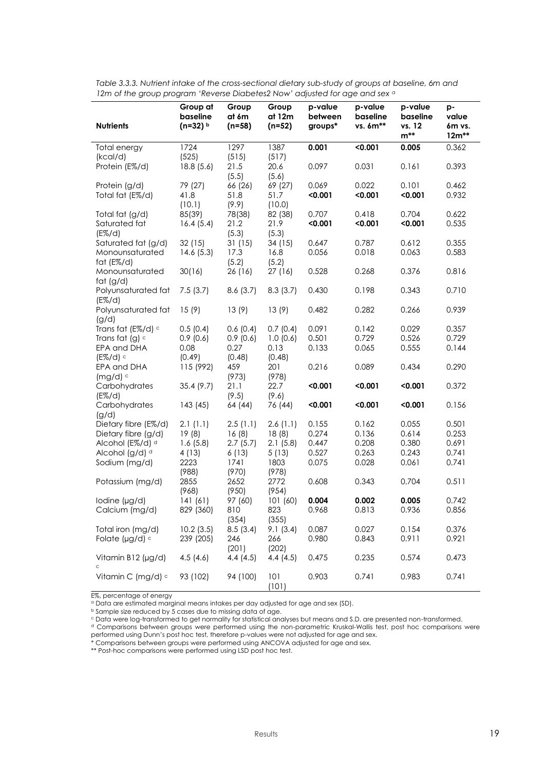*Table 3.3.3. Nutrient intake of the cross-sectional dietary sub-study of groups at baseline, 6m and 12m of the group program 'Reverse Diabetes2 Now' adjusted for age and sex [a]*

| Nutrients | Group at baseline (n=32) [b] | Group at 6m (n=58) | Group at 12m (n=52) | p-value between groups* | p-value baseline vs. 6m** | p-value baseline vs. 12 m** | p-value 6m vs. 12m** |
|---|---|---|---|---|---|---|---|
| Total energy (kcal/d) | 1724 (525) | 1297 (515) | 1387 (517) | **0.001** | **<0.001** | **0.005** | 0.362 |
| Protein (E%/d) | 18.8 (5.6) | 21.5 (5.5) | 20.6 (5.6) | 0.097 | 0.031 | 0.161 | 0.393 |
| Protein (g/d) | 79 (27) | 66 (26) | 69 (27) | 0.069 | 0.022 | 0.101 | 0.462 |
| Total fat (E%/d) | 41.8 (10.1) | 51.8 (9.9) | 51.7 (10.0) | **<0.001** | **<0.001** | **<0.001** | 0.932 |
| Total fat (g/d) | 85(39) | 78(38) | 82 (38) | 0.707 | 0.418 | 0.704 | 0.622 |
| Saturated fat (E%/d) | 16.4 (5.4) | 21.2 (5.3) | 21.9 (5.3) | **<0.001** | **<0.001** | **<0.001** | 0.535 |
| Saturated fat (g/d) | 32 (15) | 31 (15) | 34 (15) | 0.647 | 0.787 | 0.612 | 0.355 |
| Monounsaturated fat (E%/d) | 14.6 (5.3) | 17.3 (5.2) | 16.8 (5.2) | 0.056 | 0.018 | 0.063 | 0.583 |
| Monounsaturated fat (g/d) | 30(16) | 26 (16) | 27 (16) | 0.528 | 0.268 | 0.376 | 0.816 |
| Polyunsaturated fat (E%/d) | 7.5 (3.7) | 8.6 (3.7) | 8.3 (3.7) | 0.430 | 0.198 | 0.343 | 0.710 |
| Polyunsaturated fat (g/d) | 15 (9) | 13 (9) | 13 (9) | 0.482 | 0.282 | 0.266 | 0.939 |
| Trans fat (E%/d) [c] | 0.5 (0.4) | 0.6 (0.4) | 0.7 (0.4) | 0.091 | 0.142 | 0.029 | 0.357 |
| Trans fat (g) [c] | 0.9 (0.6) | 0.9 (0.6) | 1.0 (0.6) | 0.501 | 0.729 | 0.526 | 0.729 |
| EPA and DHA (E%/d) [c] | 0.08 (0.49) | 0.27 (0.48) | 0.13 (0.48) | 0.133 | 0.065 | 0.555 | 0.144 |
| EPA and DHA (mg/d) [c] | 115 (992) | 459 (973) | 201 (978) | 0.216 | 0.089 | 0.434 | 0.290 |
| Carbohydrates (E%/d) | 35.4 (9.7) | 21.1 (9.5) | 22.7 (9.6) | **<0.001** | **<0.001** | **<0.001** | 0.372 |
| Carbohydrates (g/d) | 143 (45) | 64 (44) | 76 (44) | **<0.001** | **<0.001** | **<0.001** | 0.156 |
| Dietary fibre (E%/d) | 2.1 (1.1) | 2.5 (1.1) | 2.6 (1.1) | 0.155 | 0.162 | 0.055 | 0.501 |
| Dietary fibre (g/d) | 19 (8) | 16 (8) | 18 (8) | 0.274 | 0.136 | 0.614 | 0.253 |
| Alcohol (E%/d) [d] | 1.6 (5.8) | 2.7 (5.7) | 2.1 (5.8) | 0.447 | 0.208 | 0.380 | 0.691 |
| Alcohol (g/d) [d] | 4 (13) | 6 (13) | 5 (13) | 0.527 | 0.263 | 0.243 | 0.741 |
| Sodium (mg/d) | 2223 (988) | 1741 (970) | 1803 (978) | 0.075 | 0.028 | 0.061 | 0.741 |
| Potassium (mg/d) | 2855 (968) | 2652 (950) | 2772 (954) | 0.608 | 0.343 | 0.704 | 0.511 |
| Iodine (µg/d) | 141 (61) | 97 (60) | 101 (60) | **0.004** | **0.002** | **0.005** | 0.742 |
| Calcium (mg/d) | 829 (360) | 810 (354) | 823 (355) | 0.968 | 0.813 | 0.936 | 0.856 |
| Total iron (mg/d) | 10.2 (3.5) | 8.5 (3.4) | 9.1 (3.4) | 0.087 | 0.027 | 0.154 | 0.376 |
| Folate (µg/d) [c] | 239 (205) | 246 (201) | 266 (202) | 0.980 | 0.843 | 0.911 | 0.921 |
| Vitamin B12 (µg/d) [c] | 4.5 (4.6) | 4.4 (4.5) | 4.4 (4.5) | 0.475 | 0.235 | 0.574 | 0.473 |
| Vitamin C (mg/d) [c] | 93 (102) | 94 (100) | 101 (101) | 0.903 | 0.741 | 0.983 | 0.741 |

E%, percentage of energy

[a] Data are estimated marginal means intakes per day adjusted for age and sex (SD).

[b] Sample size reduced by 5 cases due to missing data of age.

[c] Data were log-transformed to get normality for statistical analyses but means and S.D. are presented non-transformed.

[d] Comparisons between groups were performed using the non-parametric Kruskal-Wallis test, post hoc comparisons were performed using Dunn's post hoc test, therefore p-values were not adjusted for age and sex.

\* Comparisons between groups were performed using ANCOVA adjusted for age and sex.

\*\* Post-hoc comparisons were performed using LSD post hoc test.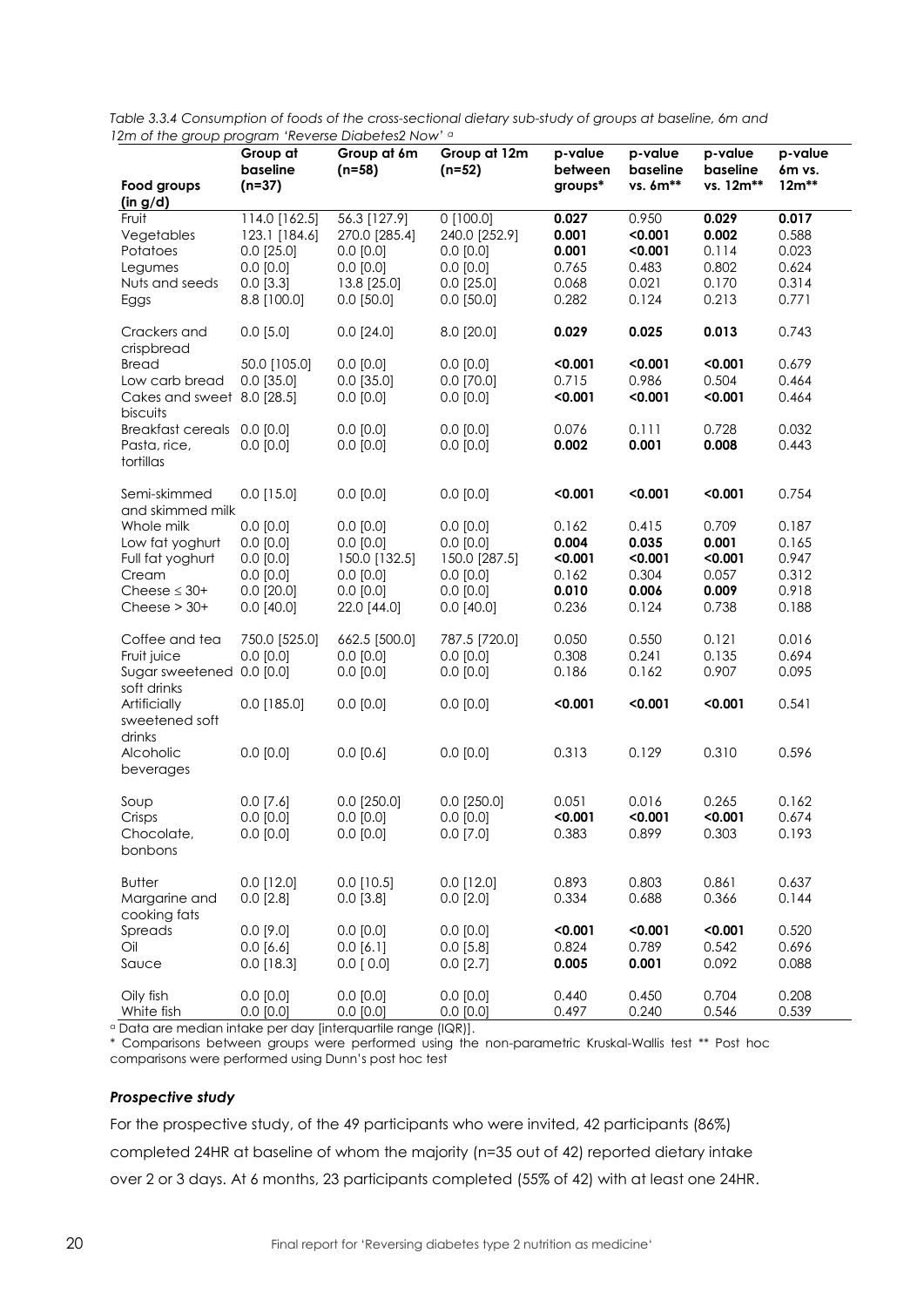*Table 3.3.4 Consumption of foods of the cross-sectional dietary sub-study of groups at baseline, 6m and 12m of the group program 'Reverse Diabetes2 Now'* [a]

| Food groups (in g/d) | Group at baseline (n=37) | Group at 6m (n=58) | Group at 12m (n=52) | p-value between groups* | p-value baseline vs. 6m** | p-value baseline vs. 12m** | p-value 6m vs. 12m** |
|---|---|---|---|---|---|---|---|
| Fruit | 114.0 [162.5] | 56.3 [127.9] | 0 [100.0] | **0.027** | 0.950 | **0.029** | **0.017** |
| Vegetables | 123.1 [184.6] | 270.0 [285.4] | 240.0 [252.9] | **0.001** | **<0.001** | **0.002** | 0.588 |
| Potatoes | 0.0 [25.0] | 0.0 [0.0] | 0.0 [0.0] | **0.001** | **<0.001** | 0.114 | 0.023 |
| Legumes | 0.0 [0.0] | 0.0 [0.0] | 0.0 [0.0] | 0.765 | 0.483 | 0.802 | 0.624 |
| Nuts and seeds | 0.0 [3.3] | 13.8 [25.0] | 0.0 [25.0] | 0.068 | 0.021 | 0.170 | 0.314 |
| Eggs | 8.8 [100.0] | 0.0 [50.0] | 0.0 [50.0] | 0.282 | 0.124 | 0.213 | 0.771 |
| Crackers and crispbread | 0.0 [5.0] | 0.0 [24.0] | 8.0 [20.0] | **0.029** | **0.025** | **0.013** | 0.743 |
| Bread | 50.0 [105.0] | 0.0 [0.0] | 0.0 [0.0] | **<0.001** | **<0.001** | **<0.001** | 0.679 |
| Low carb bread | 0.0 [35.0] | 0.0 [35.0] | 0.0 [70.0] | 0.715 | 0.986 | 0.504 | 0.464 |
| Cakes and sweet biscuits | 8.0 [28.5] | 0.0 [0.0] | 0.0 [0.0] | **<0.001** | **<0.001** | **<0.001** | 0.464 |
| Breakfast cereals | 0.0 [0.0] | 0.0 [0.0] | 0.0 [0.0] | 0.076 | 0.111 | 0.728 | 0.032 |
| Pasta, rice, tortillas | 0.0 [0.0] | 0.0 [0.0] | 0.0 [0.0] | **0.002** | **0.001** | **0.008** | 0.443 |
| Semi-skimmed and skimmed milk | 0.0 [15.0] | 0.0 [0.0] | 0.0 [0.0] | **<0.001** | **<0.001** | **<0.001** | 0.754 |
| Whole milk | 0.0 [0.0] | 0.0 [0.0] | 0.0 [0.0] | 0.162 | 0.415 | 0.709 | 0.187 |
| Low fat yoghurt | 0.0 [0.0] | 0.0 [0.0] | 0.0 [0.0] | **0.004** | **0.035** | **0.001** | 0.165 |
| Full fat yoghurt | 0.0 [0.0] | 150.0 [132.5] | 150.0 [287.5] | **<0.001** | **<0.001** | **<0.001** | 0.947 |
| Cream | 0.0 [0.0] | 0.0 [0.0] | 0.0 [0.0] | 0.162 | 0.304 | 0.057 | 0.312 |
| Cheese ≤ 30+ | 0.0 [20.0] | 0.0 [0.0] | 0.0 [0.0] | **0.010** | **0.006** | **0.009** | 0.918 |
| Cheese > 30+ | 0.0 [40.0] | 22.0 [44.0] | 0.0 [40.0] | 0.236 | 0.124 | 0.738 | 0.188 |
| Coffee and tea | 750.0 [525.0] | 662.5 [500.0] | 787.5 [720.0] | 0.050 | 0.550 | 0.121 | 0.016 |
| Fruit juice | 0.0 [0.0] | 0.0 [0.0] | 0.0 [0.0] | 0.308 | 0.241 | 0.135 | 0.694 |
| Sugar sweetened soft drinks | 0.0 [0.0] | 0.0 [0.0] | 0.0 [0.0] | 0.186 | 0.162 | 0.907 | 0.095 |
| Artificially sweetened soft drinks | 0.0 [185.0] | 0.0 [0.0] | 0.0 [0.0] | **<0.001** | **<0.001** | **<0.001** | 0.541 |
| Alcoholic beverages | 0.0 [0.0] | 0.0 [0.6] | 0.0 [0.0] | 0.313 | 0.129 | 0.310 | 0.596 |
| Soup | 0.0 [7.6] | 0.0 [250.0] | 0.0 [250.0] | 0.051 | 0.016 | 0.265 | 0.162 |
| Crisps | 0.0 [0.0] | 0.0 [0.0] | 0.0 [0.0] | **<0.001** | **<0.001** | **<0.001** | 0.674 |
| Chocolate, bonbons | 0.0 [0.0] | 0.0 [0.0] | 0.0 [7.0] | 0.383 | 0.899 | 0.303 | 0.193 |
| Butter | 0.0 [12.0] | 0.0 [10.5] | 0.0 [12.0] | 0.893 | 0.803 | 0.861 | 0.637 |
| Margarine and cooking fats | 0.0 [2.8] | 0.0 [3.8] | 0.0 [2.0] | 0.334 | 0.688 | 0.366 | 0.144 |
| Spreads | 0.0 [9.0] | 0.0 [0.0] | 0.0 [0.0] | **<0.001** | **<0.001** | **<0.001** | 0.520 |
| Oil | 0.0 [6.6] | 0.0 [6.1] | 0.0 [5.8] | 0.824 | 0.789 | 0.542 | 0.696 |
| Sauce | 0.0 [18.3] | 0.0 [ 0.0] | 0.0 [2.7] | **0.005** | **0.001** | 0.092 | 0.088 |
| Oily fish | 0.0 [0.0] | 0.0 [0.0] | 0.0 [0.0] | 0.440 | 0.450 | 0.704 | 0.208 |
| White fish | 0.0 [0.0] | 0.0 [0.0] | 0.0 [0.0] | 0.497 | 0.240 | 0.546 | 0.539 |

[a] Data are median intake per day [interquartile range (IQR)].

* Comparisons between groups were performed using the non-parametric Kruskal-Wallis test ** Post hoc comparisons were performed using Dunn's post hoc test

### *Prospective study*

For the prospective study, of the 49 participants who were invited, 42 participants (86%) completed 24HR at baseline of whom the majority (n=35 out of 42) reported dietary intake over 2 or 3 days. At 6 months, 23 participants completed (55% of 42) with at least one 24HR.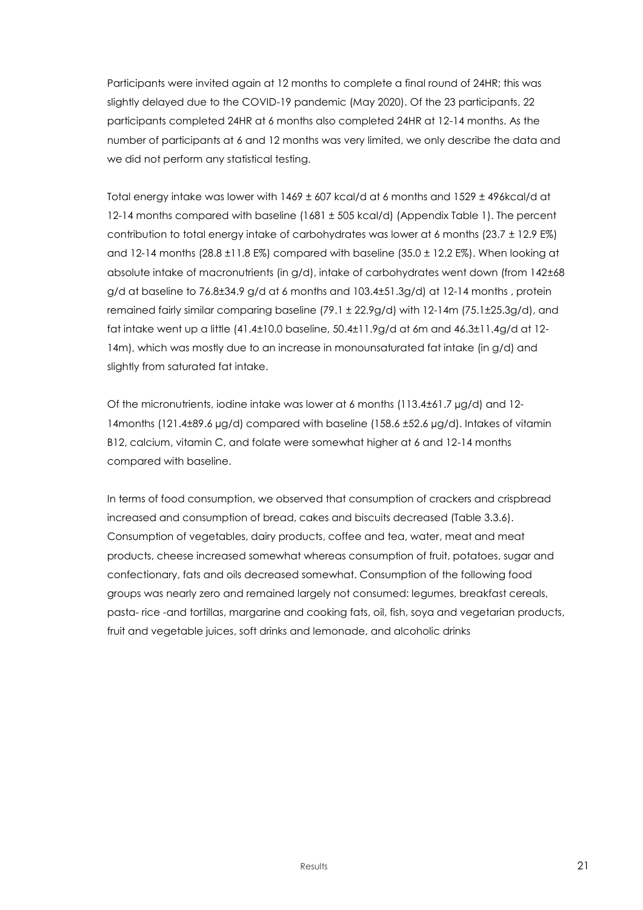Participants were invited again at 12 months to complete a final round of 24HR; this was slightly delayed due to the COVID-19 pandemic (May 2020). Of the 23 participants, 22 participants completed 24HR at 6 months also completed 24HR at 12-14 months. As the number of participants at 6 and 12 months was very limited, we only describe the data and we did not perform any statistical testing.

Total energy intake was lower with 1469 ± 607 kcal/d at 6 months and 1529 ± 496kcal/d at 12-14 months compared with baseline (1681 ± 505 kcal/d) (Appendix Table 1). The percent contribution to total energy intake of carbohydrates was lower at 6 months (23.7 ± 12.9 E%) and 12-14 months (28.8 ±11.8 E%) compared with baseline (35.0 ± 12.2 E%). When looking at absolute intake of macronutrients (in g/d), intake of carbohydrates went down (from 142±68 g/d at baseline to 76.8±34.9 g/d at 6 months and 103.4±51.3g/d) at 12-14 months , protein remained fairly similar comparing baseline (79.1 ± 22.9g/d) with 12-14m (75.1±25.3g/d), and fat intake went up a little (41.4±10.0 baseline, 50.4±11.9g/d at 6m and 46.3±11.4g/d at 12-14m), which was mostly due to an increase in monounsaturated fat intake (in g/d) and slightly from saturated fat intake.

Of the micronutrients, iodine intake was lower at 6 months (113.4±61.7 µg/d) and 12-14months (121.4±89.6 µg/d) compared with baseline (158.6 ±52.6 µg/d). Intakes of vitamin B12, calcium, vitamin C, and folate were somewhat higher at 6 and 12-14 months compared with baseline.

In terms of food consumption, we observed that consumption of crackers and crispbread increased and consumption of bread, cakes and biscuits decreased (Table 3.3.6). Consumption of vegetables, dairy products, coffee and tea, water, meat and meat products, cheese increased somewhat whereas consumption of fruit, potatoes, sugar and confectionary, fats and oils decreased somewhat. Consumption of the following food groups was nearly zero and remained largely not consumed: legumes, breakfast cereals, pasta- rice -and tortillas, margarine and cooking fats, oil, fish, soya and vegetarian products, fruit and vegetable juices, soft drinks and lemonade, and alcoholic drinks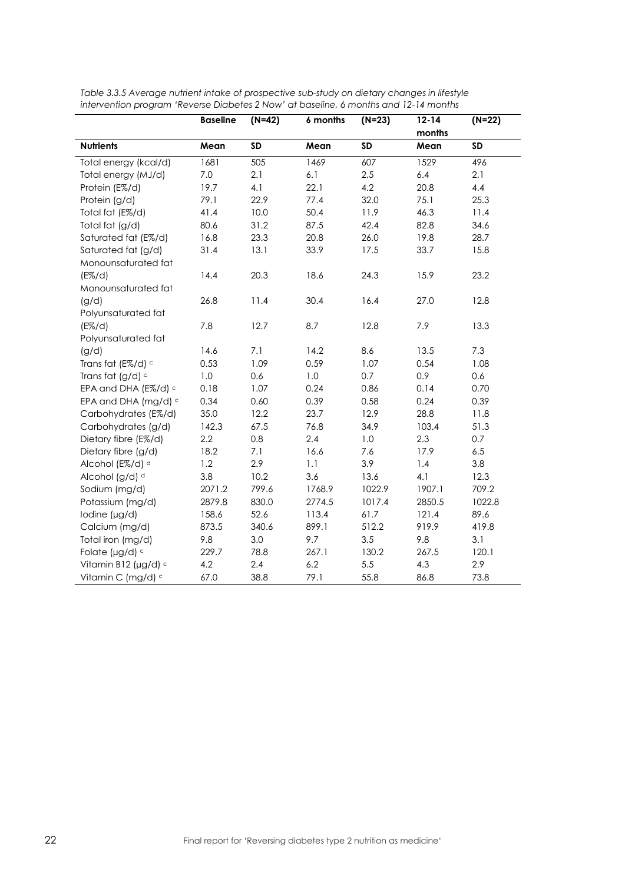*Table 3.3.5 Average nutrient intake of prospective sub-study on dietary changes in lifestyle intervention program 'Reverse Diabetes 2 Now' at baseline, 6 months and 12-14 months*

| | **Baseline** | **(N=42)** | **6 months** | **(N=23)** | **12-14 months** | **(N=22)** |
|---|---|---|---|---|---|---|
| **Nutrients** | **Mean** | **SD** | **Mean** | **SD** | **Mean** | **SD** |
| Total energy (kcal/d) | 1681 | 505 | 1469 | 607 | 1529 | 496 |
| Total energy (MJ/d) | 7.0 | 2.1 | 6.1 | 2.5 | 6.4 | 2.1 |
| Protein (E%/d) | 19.7 | 4.1 | 22.1 | 4.2 | 20.8 | 4.4 |
| Protein (g/d) | 79.1 | 22.9 | 77.4 | 32.0 | 75.1 | 25.3 |
| Total fat (E%/d) | 41.4 | 10.0 | 50.4 | 11.9 | 46.3 | 11.4 |
| Total fat (g/d) | 80.6 | 31.2 | 87.5 | 42.4 | 82.8 | 34.6 |
| Saturated fat (E%/d) | 16.8 | 23.3 | 20.8 | 26.0 | 19.8 | 28.7 |
| Saturated fat (g/d) | 31.4 | 13.1 | 33.9 | 17.5 | 33.7 | 15.8 |
| Monounsaturated fat (E%/d) | 14.4 | 20.3 | 18.6 | 24.3 | 15.9 | 23.2 |
| Monounsaturated fat (g/d) | 26.8 | 11.4 | 30.4 | 16.4 | 27.0 | 12.8 |
| Polyunsaturated fat (E%/d) | 7.8 | 12.7 | 8.7 | 12.8 | 7.9 | 13.3 |
| Polyunsaturated fat (g/d) | 14.6 | 7.1 | 14.2 | 8.6 | 13.5 | 7.3 |
| Trans fat (E%/d) [c] | 0.53 | 1.09 | 0.59 | 1.07 | 0.54 | 1.08 |
| Trans fat (g/d) [c] | 1.0 | 0.6 | 1.0 | 0.7 | 0.9 | 0.6 |
| EPA and DHA (E%/d) [c] | 0.18 | 1.07 | 0.24 | 0.86 | 0.14 | 0.70 |
| EPA and DHA (mg/d) [c] | 0.34 | 0.60 | 0.39 | 0.58 | 0.24 | 0.39 |
| Carbohydrates (E%/d) | 35.0 | 12.2 | 23.7 | 12.9 | 28.8 | 11.8 |
| Carbohydrates (g/d) | 142.3 | 67.5 | 76.8 | 34.9 | 103.4 | 51.3 |
| Dietary fibre (E%/d) | 2.2 | 0.8 | 2.4 | 1.0 | 2.3 | 0.7 |
| Dietary fibre (g/d) | 18.2 | 7.1 | 16.6 | 7.6 | 17.9 | 6.5 |
| Alcohol (E%/d) [d] | 1.2 | 2.9 | 1.1 | 3.9 | 1.4 | 3.8 |
| Alcohol (g/d) [d] | 3.8 | 10.2 | 3.6 | 13.6 | 4.1 | 12.3 |
| Sodium (mg/d) | 2071.2 | 799.6 | 1768.9 | 1022.9 | 1907.1 | 709.2 |
| Potassium (mg/d) | 2879.8 | 830.0 | 2774.5 | 1017.4 | 2850.5 | 1022.8 |
| Iodine (µg/d) | 158.6 | 52.6 | 113.4 | 61.7 | 121.4 | 89.6 |
| Calcium (mg/d) | 873.5 | 340.6 | 899.1 | 512.2 | 919.9 | 419.8 |
| Total iron (mg/d) | 9.8 | 3.0 | 9.7 | 3.5 | 9.8 | 3.1 |
| Folate (µg/d) [c] | 229.7 | 78.8 | 267.1 | 130.2 | 267.5 | 120.1 |
| Vitamin B12 (µg/d) [c] | 4.2 | 2.4 | 6.2 | 5.5 | 4.3 | 2.9 |
| Vitamin C (mg/d) [c] | 67.0 | 38.8 | 79.1 | 55.8 | 86.8 | 73.8 |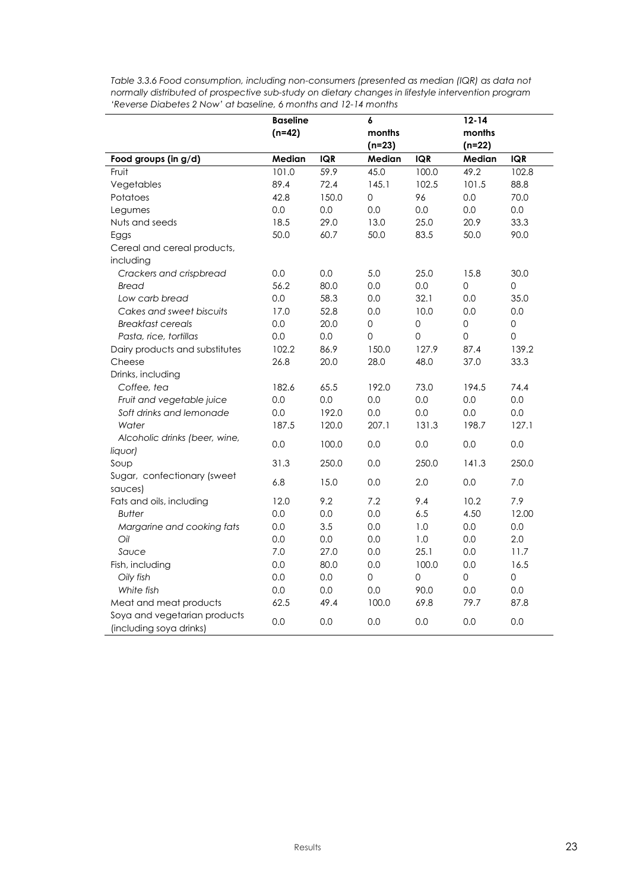*Table 3.3.6 Food consumption, including non-consumers (presented as median (IQR) as data not normally distributed of prospective sub-study on dietary changes in lifestyle intervention program 'Reverse Diabetes 2 Now' at baseline, 6 months and 12-14 months*

| | **Baseline (n=42)** | | **6 months (n=23)** | | **12-14 months (n=22)** | |
|---|---|---|---|---|---|---|
| **Food groups (in g/d)** | **Median** | **IQR** | **Median** | **IQR** | **Median** | **IQR** |
| Fruit | 101.0 | 59.9 | 45.0 | 100.0 | 49.2 | 102.8 |
| Vegetables | 89.4 | 72.4 | 145.1 | 102.5 | 101.5 | 88.8 |
| Potatoes | 42.8 | 150.0 | 0 | 96 | 0.0 | 70.0 |
| Legumes | 0.0 | 0.0 | 0.0 | 0.0 | 0.0 | 0.0 |
| Nuts and seeds | 18.5 | 29.0 | 13.0 | 25.0 | 20.9 | 33.3 |
| Eggs | 50.0 | 60.7 | 50.0 | 83.5 | 50.0 | 90.0 |
| Cereal and cereal products, including | | | | | | |
| *Crackers and crispbread* | 0.0 | 0.0 | 5.0 | 25.0 | 15.8 | 30.0 |
| *Bread* | 56.2 | 80.0 | 0.0 | 0.0 | 0 | 0 |
| *Low carb bread* | 0.0 | 58.3 | 0.0 | 32.1 | 0.0 | 35.0 |
| *Cakes and sweet biscuits* | 17.0 | 52.8 | 0.0 | 10.0 | 0.0 | 0.0 |
| *Breakfast cereals* | 0.0 | 20.0 | 0 | 0 | 0 | 0 |
| *Pasta, rice, tortillas* | 0.0 | 0.0 | 0 | 0 | 0 | 0 |
| Dairy products and substitutes | 102.2 | 86.9 | 150.0 | 127.9 | 87.4 | 139.2 |
| Cheese | 26.8 | 20.0 | 28.0 | 48.0 | 37.0 | 33.3 |
| Drinks, including | | | | | | |
| *Coffee, tea* | 182.6 | 65.5 | 192.0 | 73.0 | 194.5 | 74.4 |
| *Fruit and vegetable juice* | 0.0 | 0.0 | 0.0 | 0.0 | 0.0 | 0.0 |
| *Soft drinks and lemonade* | 0.0 | 192.0 | 0.0 | 0.0 | 0.0 | 0.0 |
| *Water* | 187.5 | 120.0 | 207.1 | 131.3 | 198.7 | 127.1 |
| *Alcoholic drinks (beer, wine, liquor)* | 0.0 | 100.0 | 0.0 | 0.0 | 0.0 | 0.0 |
| Soup | 31.3 | 250.0 | 0.0 | 250.0 | 141.3 | 250.0 |
| Sugar, confectionary (sweet sauces) | 6.8 | 15.0 | 0.0 | 2.0 | 0.0 | 7.0 |
| Fats and oils, including | 12.0 | 9.2 | 7.2 | 9.4 | 10.2 | 7.9 |
| *Butter* | 0.0 | 0.0 | 0.0 | 6.5 | 4.50 | 12.00 |
| *Margarine and cooking fats* | 0.0 | 3.5 | 0.0 | 1.0 | 0.0 | 0.0 |
| *Oil* | 0.0 | 0.0 | 0.0 | 1.0 | 0.0 | 2.0 |
| *Sauce* | 7.0 | 27.0 | 0.0 | 25.1 | 0.0 | 11.7 |
| Fish, including | 0.0 | 80.0 | 0.0 | 100.0 | 0.0 | 16.5 |
| *Oily fish* | 0.0 | 0.0 | 0 | 0 | 0 | 0 |
| *White fish* | 0.0 | 0.0 | 0.0 | 90.0 | 0.0 | 0.0 |
| Meat and meat products | 62.5 | 49.4 | 100.0 | 69.8 | 79.7 | 87.8 |
| Soya and vegetarian products (including soya drinks) | 0.0 | 0.0 | 0.0 | 0.0 | 0.0 | 0.0 |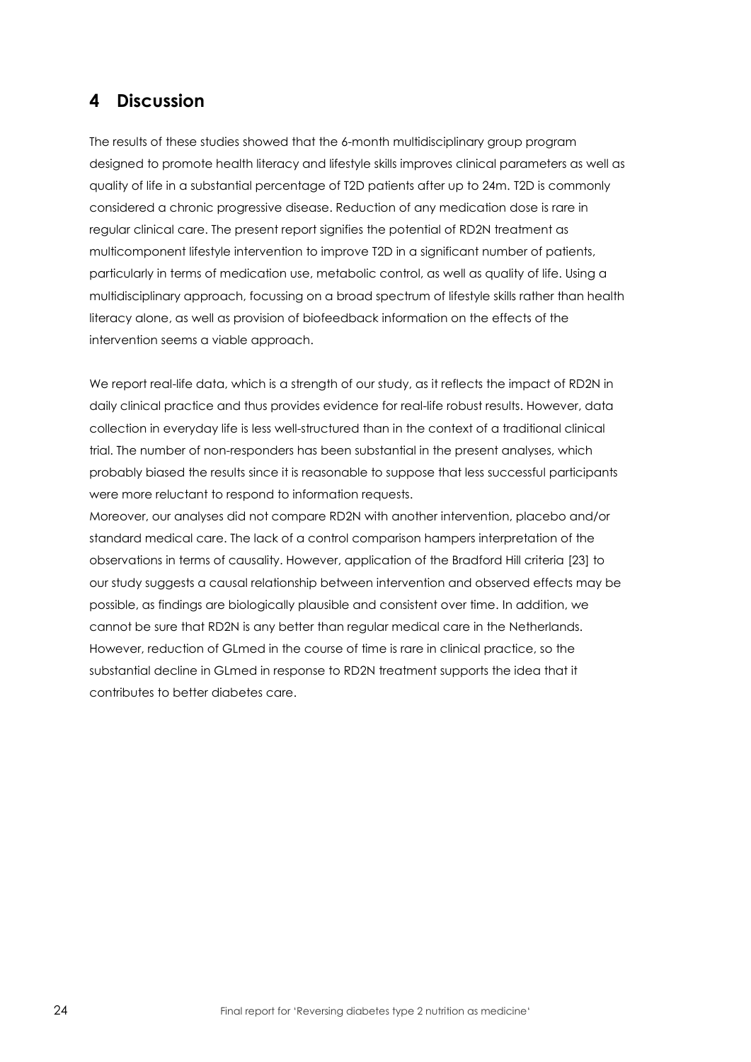# 4 Discussion

The results of these studies showed that the 6-month multidisciplinary group program designed to promote health literacy and lifestyle skills improves clinical parameters as well as quality of life in a substantial percentage of T2D patients after up to 24m. T2D is commonly considered a chronic progressive disease. Reduction of any medication dose is rare in regular clinical care. The present report signifies the potential of RD2N treatment as multicomponent lifestyle intervention to improve T2D in a significant number of patients, particularly in terms of medication use, metabolic control, as well as quality of life. Using a multidisciplinary approach, focussing on a broad spectrum of lifestyle skills rather than health literacy alone, as well as provision of biofeedback information on the effects of the intervention seems a viable approach.

We report real-life data, which is a strength of our study, as it reflects the impact of RD2N in daily clinical practice and thus provides evidence for real-life robust results. However, data collection in everyday life is less well-structured than in the context of a traditional clinical trial. The number of non-responders has been substantial in the present analyses, which probably biased the results since it is reasonable to suppose that less successful participants were more reluctant to respond to information requests.

Moreover, our analyses did not compare RD2N with another intervention, placebo and/or standard medical care. The lack of a control comparison hampers interpretation of the observations in terms of causality. However, application of the Bradford Hill criteria [23] to our study suggests a causal relationship between intervention and observed effects may be possible, as findings are biologically plausible and consistent over time. In addition, we cannot be sure that RD2N is any better than regular medical care in the Netherlands. However, reduction of GLmed in the course of time is rare in clinical practice, so the substantial decline in GLmed in response to RD2N treatment supports the idea that it contributes to better diabetes care.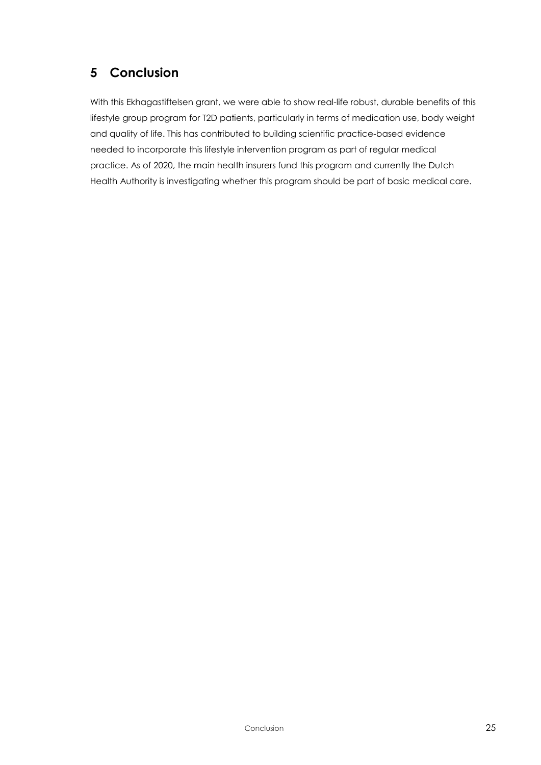# 5 Conclusion

With this Ekhagastiftelsen grant, we were able to show real-life robust, durable benefits of this lifestyle group program for T2D patients, particularly in terms of medication use, body weight and quality of life. This has contributed to building scientific practice-based evidence needed to incorporate this lifestyle intervention program as part of regular medical practice. As of 2020, the main health insurers fund this program and currently the Dutch Health Authority is investigating whether this program should be part of basic medical care.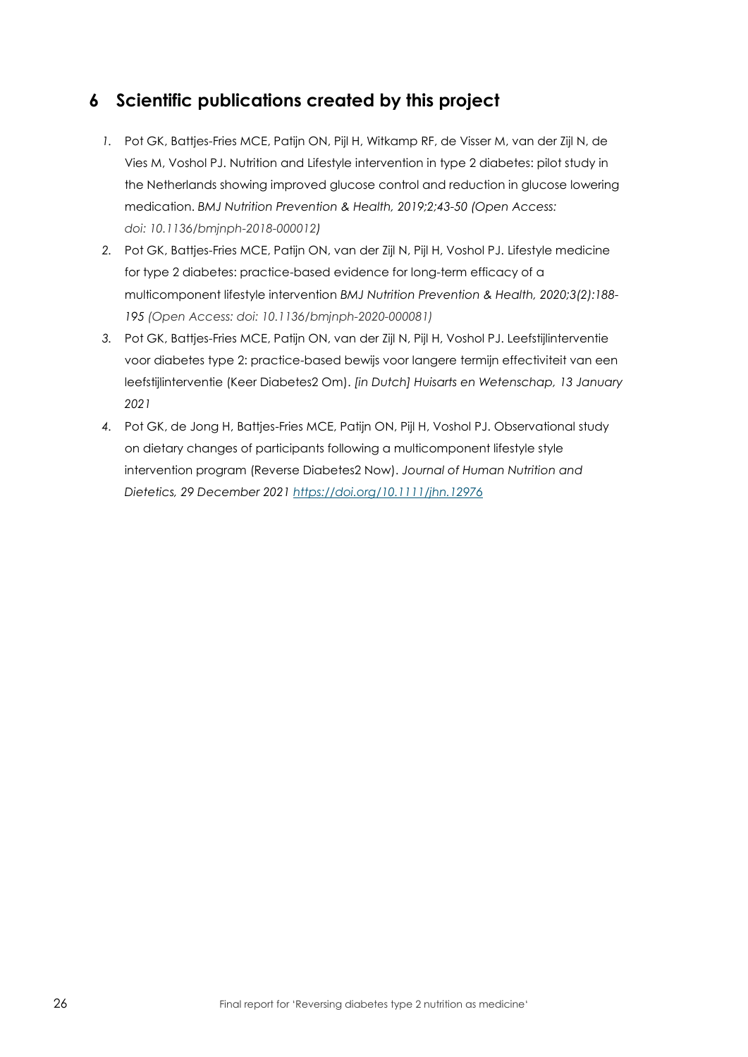## 6 Scientific publications created by this project

1. Pot GK, Battjes-Fries MCE, Patijn ON, Pijl H, Witkamp RF, de Visser M, van der Zijl N, de Vies M, Voshol PJ. Nutrition and Lifestyle intervention in type 2 diabetes: pilot study in the Netherlands showing improved glucose control and reduction in glucose lowering medication. *BMJ Nutrition Prevention & Health, 2019;2;43-50 (Open Access: doi: 10.1136/bmjnph-2018-000012)*
2. Pot GK, Battjes-Fries MCE, Patijn ON, van der Zijl N, Pijl H, Voshol PJ. Lifestyle medicine for type 2 diabetes: practice-based evidence for long-term efficacy of a multicomponent lifestyle intervention *BMJ Nutrition Prevention & Health, 2020;3(2):188-195 (Open Access: doi: 10.1136/bmjnph-2020-000081)*
3. Pot GK, Battjes-Fries MCE, Patijn ON, van der Zijl N, Pijl H, Voshol PJ. Leefstijlinterventie voor diabetes type 2: practice-based bewijs voor langere termijn effectiviteit van een leefstijlinterventie (Keer Diabetes2 Om). *[in Dutch] Huisarts en Wetenschap, 13 January 2021*
4. Pot GK, de Jong H, Battjes-Fries MCE, Patijn ON, Pijl H, Voshol PJ. Observational study on dietary changes of participants following a multicomponent lifestyle style intervention program (Reverse Diabetes2 Now). *Journal of Human Nutrition and Dietetics, 29 December 2021* https://doi.org/10.1111/jhn.12976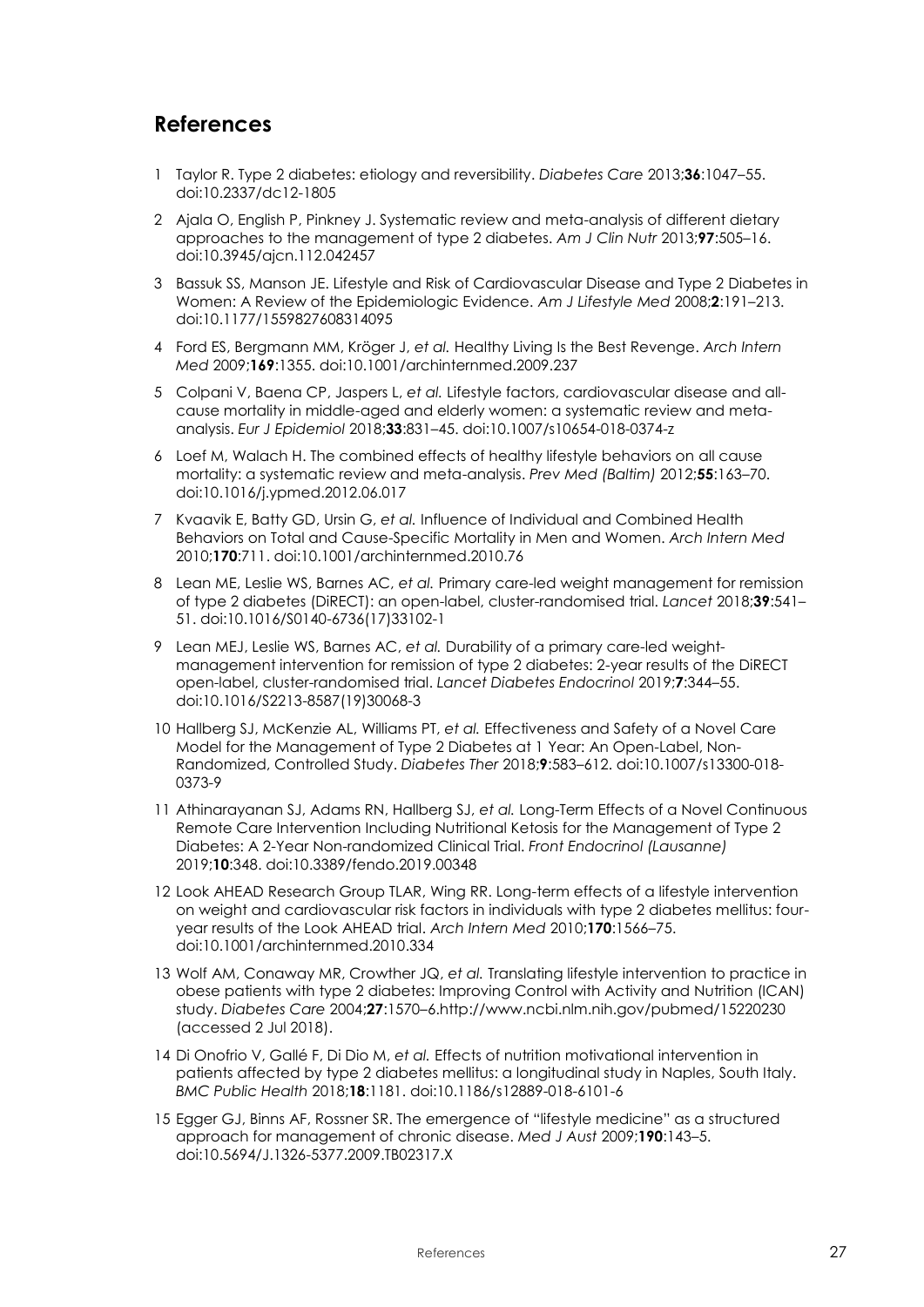## References

1. Taylor R. Type 2 diabetes: etiology and reversibility. *Diabetes Care* 2013;**36**:1047–55. doi:10.2337/dc12-1805
2. Ajala O, English P, Pinkney J. Systematic review and meta-analysis of different dietary approaches to the management of type 2 diabetes. *Am J Clin Nutr* 2013;**97**:505–16. doi:10.3945/ajcn.112.042457
3. Bassuk SS, Manson JE. Lifestyle and Risk of Cardiovascular Disease and Type 2 Diabetes in Women: A Review of the Epidemiologic Evidence. *Am J Lifestyle Med* 2008;**2**:191–213. doi:10.1177/1559827608314095
4. Ford ES, Bergmann MM, Kröger J, *et al.* Healthy Living Is the Best Revenge. *Arch Intern Med* 2009;**169**:1355. doi:10.1001/archinternmed.2009.237
5. Colpani V, Baena CP, Jaspers L, *et al.* Lifestyle factors, cardiovascular disease and all-cause mortality in middle-aged and elderly women: a systematic review and meta-analysis. *Eur J Epidemiol* 2018;**33**:831–45. doi:10.1007/s10654-018-0374-z
6. Loef M, Walach H. The combined effects of healthy lifestyle behaviors on all cause mortality: a systematic review and meta-analysis. *Prev Med (Baltim)* 2012;**55**:163–70. doi:10.1016/j.ypmed.2012.06.017
7. Kvaavik E, Batty GD, Ursin G, *et al.* Influence of Individual and Combined Health Behaviors on Total and Cause-Specific Mortality in Men and Women. *Arch Intern Med* 2010;**170**:711. doi:10.1001/archinternmed.2010.76
8. Lean ME, Leslie WS, Barnes AC, *et al.* Primary care-led weight management for remission of type 2 diabetes (DiRECT): an open-label, cluster-randomised trial. *Lancet* 2018;**39**:541–51. doi:10.1016/S0140-6736(17)33102-1
9. Lean MEJ, Leslie WS, Barnes AC, *et al.* Durability of a primary care-led weight-management intervention for remission of type 2 diabetes: 2-year results of the DiRECT open-label, cluster-randomised trial. *Lancet Diabetes Endocrinol* 2019;**7**:344–55. doi:10.1016/S2213-8587(19)30068-3
10. Hallberg SJ, McKenzie AL, Williams PT, *et al.* Effectiveness and Safety of a Novel Care Model for the Management of Type 2 Diabetes at 1 Year: An Open-Label, Non-Randomized, Controlled Study. *Diabetes Ther* 2018;**9**:583–612. doi:10.1007/s13300-018-0373-9
11. Athinarayanan SJ, Adams RN, Hallberg SJ, *et al.* Long-Term Effects of a Novel Continuous Remote Care Intervention Including Nutritional Ketosis for the Management of Type 2 Diabetes: A 2-Year Non-randomized Clinical Trial. *Front Endocrinol (Lausanne)* 2019;**10**:348. doi:10.3389/fendo.2019.00348
12. Look AHEAD Research Group TLAR, Wing RR. Long-term effects of a lifestyle intervention on weight and cardiovascular risk factors in individuals with type 2 diabetes mellitus: four-year results of the Look AHEAD trial. *Arch Intern Med* 2010;**170**:1566–75. doi:10.1001/archinternmed.2010.334
13. Wolf AM, Conaway MR, Crowther JQ, *et al.* Translating lifestyle intervention to practice in obese patients with type 2 diabetes: Improving Control with Activity and Nutrition (ICAN) study. *Diabetes Care* 2004;**27**:1570–6.http://www.ncbi.nlm.nih.gov/pubmed/15220230 (accessed 2 Jul 2018).
14. Di Onofrio V, Gallé F, Di Dio M, *et al.* Effects of nutrition motivational intervention in patients affected by type 2 diabetes mellitus: a longitudinal study in Naples, South Italy. *BMC Public Health* 2018;**18**:1181. doi:10.1186/s12889-018-6101-6
15. Egger GJ, Binns AF, Rossner SR. The emergence of "lifestyle medicine" as a structured approach for management of chronic disease. *Med J Aust* 2009;**190**:143–5. doi:10.5694/J.1326-5377.2009.TB02317.X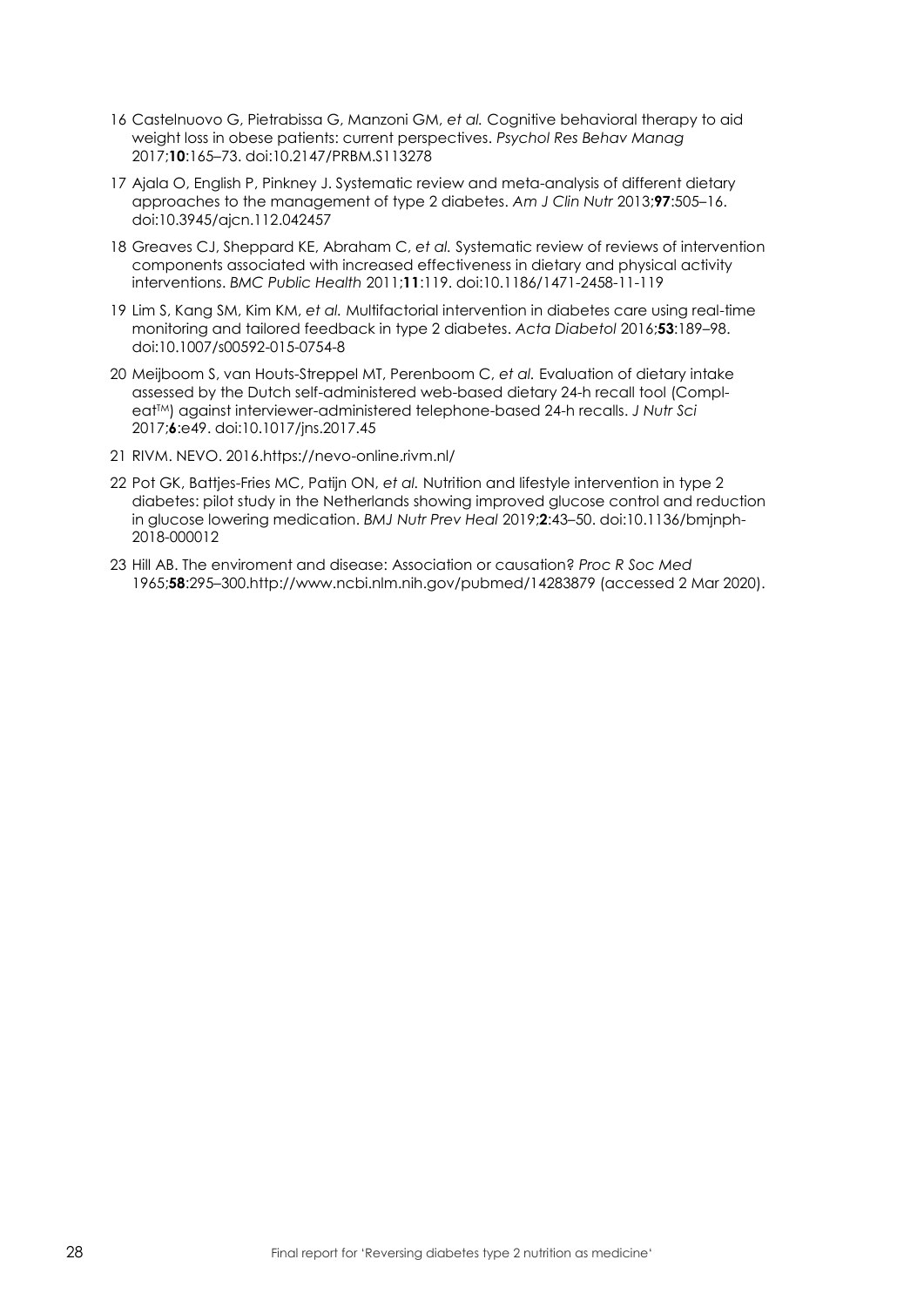16 Castelnuovo G, Pietrabissa G, Manzoni GM, *et al.* Cognitive behavioral therapy to aid weight loss in obese patients: current perspectives. *Psychol Res Behav Manag* 2017;**10**:165–73. doi:10.2147/PRBM.S113278

17 Ajala O, English P, Pinkney J. Systematic review and meta-analysis of different dietary approaches to the management of type 2 diabetes. *Am J Clin Nutr* 2013;**97**:505–16. doi:10.3945/ajcn.112.042457

18 Greaves CJ, Sheppard KE, Abraham C, *et al.* Systematic review of reviews of intervention components associated with increased effectiveness in dietary and physical activity interventions. *BMC Public Health* 2011;**11**:119. doi:10.1186/1471-2458-11-119

19 Lim S, Kang SM, Kim KM, *et al.* Multifactorial intervention in diabetes care using real-time monitoring and tailored feedback in type 2 diabetes. *Acta Diabetol* 2016;**53**:189–98. doi:10.1007/s00592-015-0754-8

20 Meijboom S, van Houts-Streppel MT, Perenboom C, *et al.* Evaluation of dietary intake assessed by the Dutch self-administered web-based dietary 24-h recall tool (Compl-eat™) against interviewer-administered telephone-based 24-h recalls. *J Nutr Sci* 2017;**6**:e49. doi:10.1017/jns.2017.45

21 RIVM. NEVO. 2016.https://nevo-online.rivm.nl/

22 Pot GK, Battjes-Fries MC, Patijn ON, *et al.* Nutrition and lifestyle intervention in type 2 diabetes: pilot study in the Netherlands showing improved glucose control and reduction in glucose lowering medication. *BMJ Nutr Prev Heal* 2019;**2**:43–50. doi:10.1136/bmjnph-2018-000012

23 Hill AB. The enviroment and disease: Association or causation? *Proc R Soc Med* 1965;**58**:295–300.http://www.ncbi.nlm.nih.gov/pubmed/14283879 (accessed 2 Mar 2020).